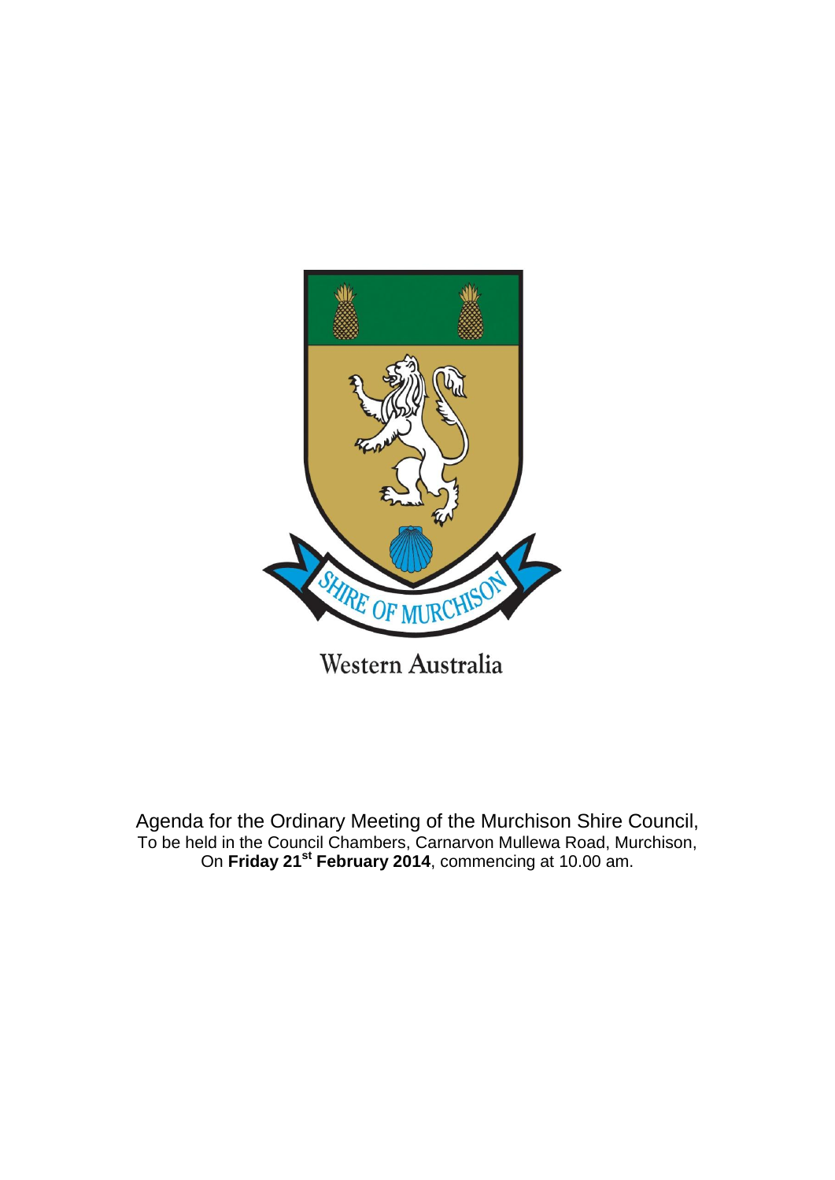SHIRE OF MURCHISON

Western Australia

Agenda for the Ordinary Meeting of the Murchison Shire Council,
To be held in the Council Chambers, Carnarvon Mullewa Road, Murchison,
On **Friday 21st February 2014**, commencing at 10.00 am.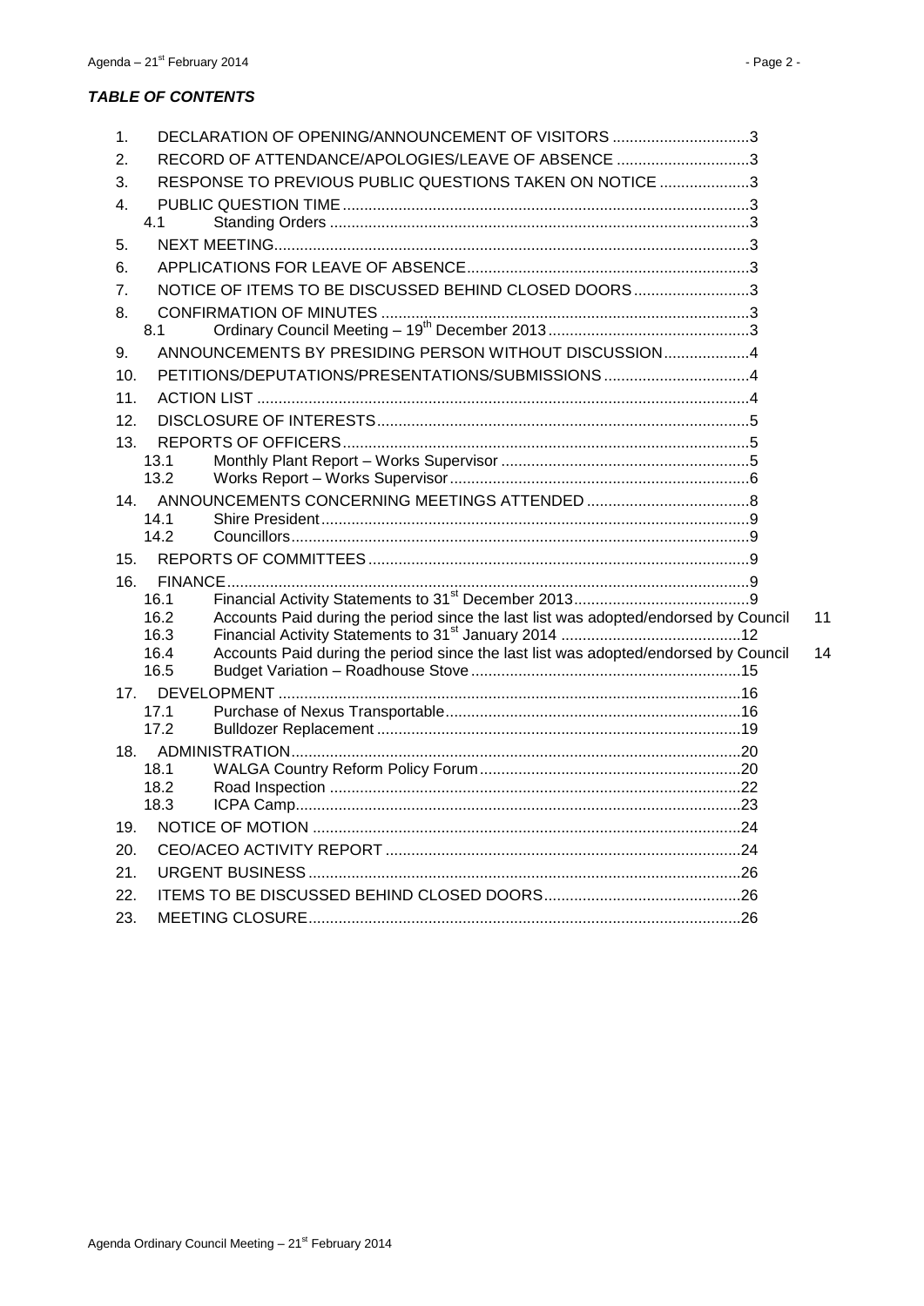***TABLE OF CONTENTS***

1. DECLARATION OF OPENING/ANNOUNCEMENT OF VISITORS ................................3
2. RECORD OF ATTENDANCE/APOLOGIES/LEAVE OF ABSENCE ...............................3
3. RESPONSE TO PREVIOUS PUBLIC QUESTIONS TAKEN ON NOTICE .....................3
4. PUBLIC QUESTION TIME ..............................................................................................3
   - 4.1 Standing Orders ..................................................................................................3
5. NEXT MEETING..............................................................................................................3
6. APPLICATIONS FOR LEAVE OF ABSENCE.................................................................3
7. NOTICE OF ITEMS TO BE DISCUSSED BEHIND CLOSED DOORS...........................3
8. CONFIRMATION OF MINUTES .....................................................................................3
   - 8.1 Ordinary Council Meeting – 19th December 2013...............................................3
9. ANNOUNCEMENTS BY PRESIDING PERSON WITHOUT DISCUSSION....................4
10. PETITIONS/DEPUTATIONS/PRESENTATIONS/SUBMISSIONS ..................................4
11. ACTION LIST ..................................................................................................................4
12. DISCLOSURE OF INTERESTS......................................................................................5
13. REPORTS OF OFFICERS..............................................................................................5
    - 13.1 Monthly Plant Report – Works Supervisor ..........................................................5
    - 13.2 Works Report – Works Supervisor......................................................................6
14. ANNOUNCEMENTS CONCERNING MEETINGS ATTENDED ......................................8
    - 14.1 Shire President...................................................................................................9
    - 14.2 Councillors..........................................................................................................9
15. REPORTS OF COMMITTEES ........................................................................................9
16. FINANCE.........................................................................................................................9
    - 16.1 Financial Activity Statements to 31st December 2013.........................................9
    - 16.2 Accounts Paid during the period since the last list was adopted/endorsed by Council 11
    - 16.3 Financial Activity Statements to 31st January 2014 ..........................................12
    - 16.4 Accounts Paid during the period since the last list was adopted/endorsed by Council 14
    - 16.5 Budget Variation – Roadhouse Stove ...............................................................15
17. DEVELOPMENT ...........................................................................................................16
    - 17.1 Purchase of Nexus Transportable.....................................................................16
    - 17.2 Bulldozer Replacement ....................................................................................19
18. ADMINISTRATION........................................................................................................20
    - 18.1 WALGA Country Reform Policy Forum.............................................................20
    - 18.2 Road Inspection ...............................................................................................22
    - 18.3 ICPA Camp.......................................................................................................23
19. NOTICE OF MOTION ...................................................................................................24
20. CEO/ACEO ACTIVITY REPORT ..................................................................................24
21. URGENT BUSINESS ....................................................................................................26
22. ITEMS TO BE DISCUSSED BEHIND CLOSED DOORS..............................................26
23. MEETING CLOSURE....................................................................................................26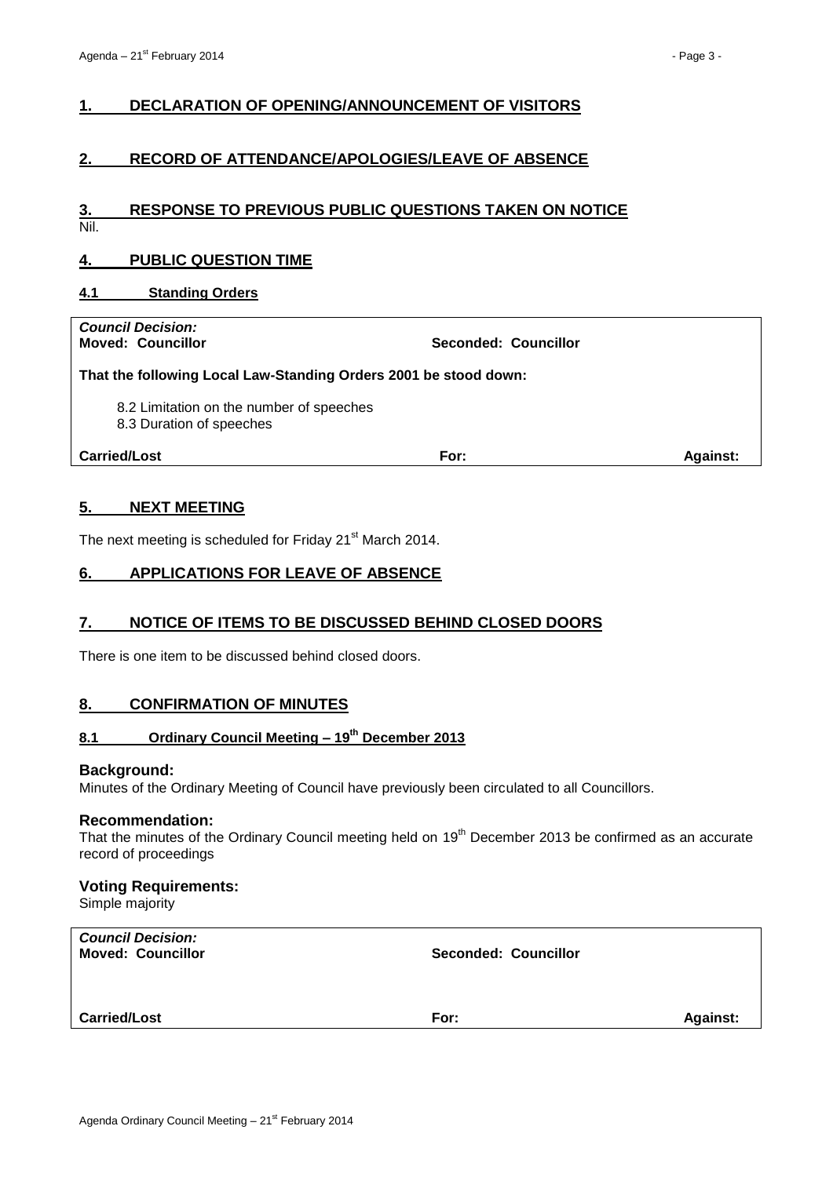## 1. DECLARATION OF OPENING/ANNOUNCEMENT OF VISITORS

## 2. RECORD OF ATTENDANCE/APOLOGIES/LEAVE OF ABSENCE

## 3. RESPONSE TO PREVIOUS PUBLIC QUESTIONS TAKEN ON NOTICE

Nil.

## 4. PUBLIC QUESTION TIME

### 4.1 Standing Orders

| ***Council Decision:*** | | |
|---|---|---|
| **Moved: Councillor** | **Seconded: Councillor** | |
| **That the following Local Law-Standing Orders 2001 be stood down:**<br><br>8.2 Limitation on the number of speeches<br>8.3 Duration of speeches | | |
| **Carried/Lost** | **For:** | **Against:** |

## 5. NEXT MEETING

The next meeting is scheduled for Friday 21st March 2014.

## 6. APPLICATIONS FOR LEAVE OF ABSENCE

## 7. NOTICE OF ITEMS TO BE DISCUSSED BEHIND CLOSED DOORS

There is one item to be discussed behind closed doors.

## 8. CONFIRMATION OF MINUTES

### 8.1 Ordinary Council Meeting – 19th December 2013

**Background:**

Minutes of the Ordinary Meeting of Council have previously been circulated to all Councillors.

**Recommendation:**

That the minutes of the Ordinary Council meeting held on 19th December 2013 be confirmed as an accurate record of proceedings

**Voting Requirements:**

Simple majority

| ***Council Decision:*** | | |
|---|---|---|
| **Moved: Councillor** | **Seconded: Councillor** | |
| **Carried/Lost** | **For:** | **Against:** |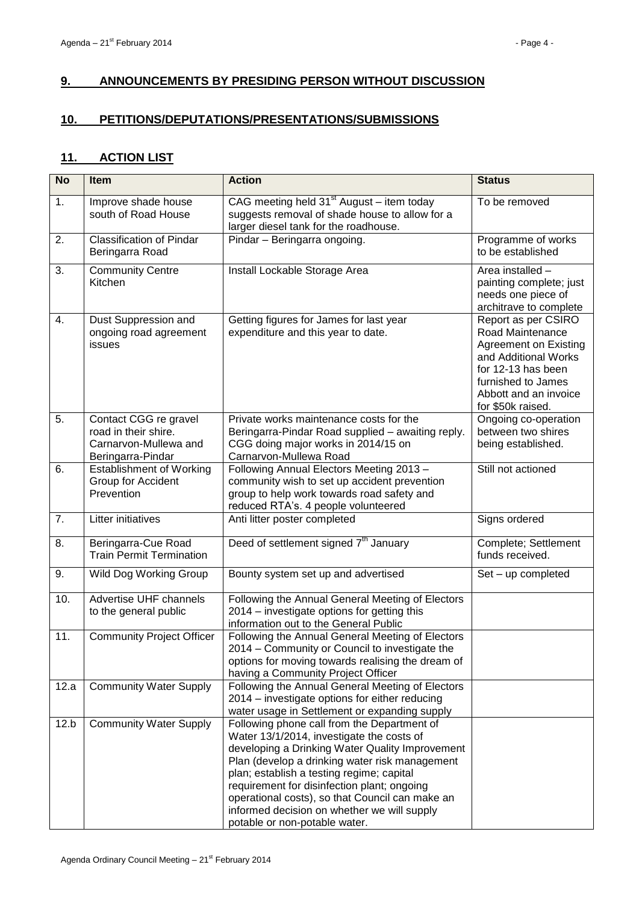## 9. ANNOUNCEMENTS BY PRESIDING PERSON WITHOUT DISCUSSION

## 10. PETITIONS/DEPUTATIONS/PRESENTATIONS/SUBMISSIONS

## 11. ACTION LIST

| No | Item | Action | Status |
|---|---|---|---|
| 1. | Improve shade house south of Road House | CAG meeting held 31st August – item today suggests removal of shade house to allow for a larger diesel tank for the roadhouse. | To be removed |
| 2. | Classification of Pindar Beringarra Road | Pindar – Beringarra ongoing. | Programme of works to be established |
| 3. | Community Centre Kitchen | Install Lockable Storage Area | Area installed – painting complete; just needs one piece of architrave to complete |
| 4. | Dust Suppression and ongoing road agreement issues | Getting figures for James for last year expenditure and this year to date. | Report as per CSIRO Road Maintenance Agreement on Existing and Additional Works for 12-13 has been furnished to James Abbott and an invoice for $50k raised. |
| 5. | Contact CGG re gravel road in their shire. Carnarvon-Mullewa and Beringarra-Pindar | Private works maintenance costs for the Beringarra-Pindar Road supplied – awaiting reply. CGG doing major works in 2014/15 on Carnarvon-Mullewa Road | Ongoing co-operation between two shires being established. |
| 6. | Establishment of Working Group for Accident Prevention | Following Annual Electors Meeting 2013 – community wish to set up accident prevention group to help work towards road safety and reduced RTA's. 4 people volunteered | Still not actioned |
| 7. | Litter initiatives | Anti litter poster completed | Signs ordered |
| 8. | Beringarra-Cue Road Train Permit Termination | Deed of settlement signed 7th January | Complete; Settlement funds received. |
| 9. | Wild Dog Working Group | Bounty system set up and advertised | Set – up completed |
| 10. | Advertise UHF channels to the general public | Following the Annual General Meeting of Electors 2014 – investigate options for getting this information out to the General Public | |
| 11. | Community Project Officer | Following the Annual General Meeting of Electors 2014 – Community or Council to investigate the options for moving towards realising the dream of having a Community Project Officer | |
| 12.a | Community Water Supply | Following the Annual General Meeting of Electors 2014 – investigate options for either reducing water usage in Settlement or expanding supply | |
| 12.b | Community Water Supply | Following phone call from the Department of Water 13/1/2014, investigate the costs of developing a Drinking Water Quality Improvement Plan (develop a drinking water risk management plan; establish a testing regime; capital requirement for disinfection plant; ongoing operational costs), so that Council can make an informed decision on whether we will supply potable or non-potable water. | |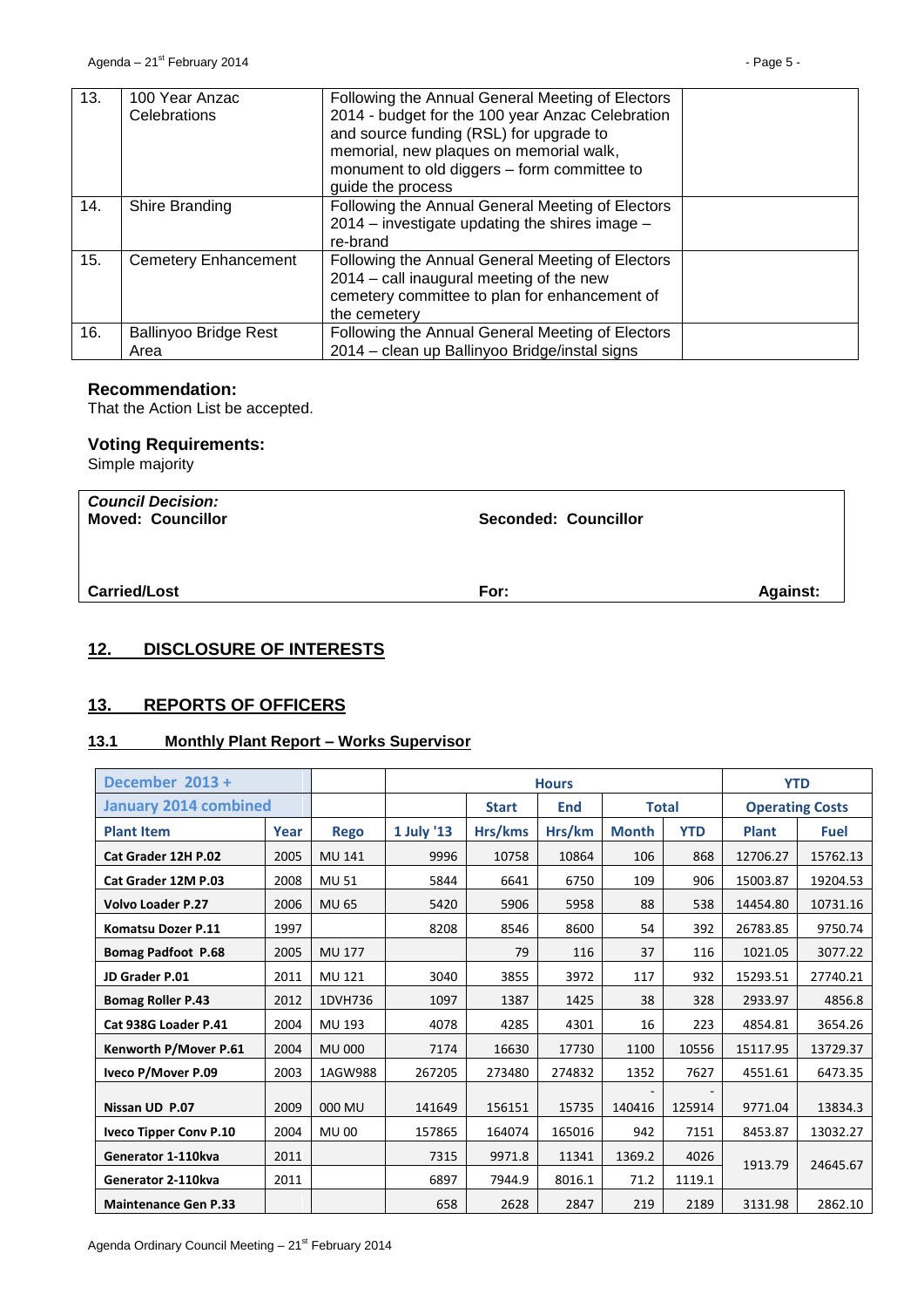| 13. | 100 Year Anzac Celebrations | Following the Annual General Meeting of Electors 2014 - budget for the 100 year Anzac Celebration and source funding (RSL) for upgrade to memorial, new plaques on memorial walk, monument to old diggers – form committee to guide the process | |
|---|---|---|---|
| 14. | Shire Branding | Following the Annual General Meeting of Electors 2014 – investigate updating the shires image – re-brand | |
| 15. | Cemetery Enhancement | Following the Annual General Meeting of Electors 2014 – call inaugural meeting of the new cemetery committee to plan for enhancement of the cemetery | |
| 16. | Ballinyoo Bridge Rest Area | Following the Annual General Meeting of Electors 2014 – clean up Ballinyoo Bridge/instal signs | |

**Recommendation:**
That the Action List be accepted.

**Voting Requirements:**
Simple majority

| ***Council Decision:*** | | |
|---|---|---|
| **Moved: Councillor** | **Seconded: Councillor** | |
| **Carried/Lost** | **For:** | **Against:** |

## 12. DISCLOSURE OF INTERESTS

## 13. REPORTS OF OFFICERS

### 13.1 Monthly Plant Report – Works Supervisor

| December 2013 + January 2014 combined | | | Hours | | | | | YTD | |
|---|---|---|---|---|---|---|---|---|---|
| | | | | Start | End | Total | | Operating Costs | |
| Plant Item | Year | Rego | 1 July '13 | Hrs/kms | Hrs/km | Month | YTD | Plant | Fuel |
| Cat Grader 12H P.02 | 2005 | MU 141 | 9996 | 10758 | 10864 | 106 | 868 | 12706.27 | 15762.13 |
| Cat Grader 12M P.03 | 2008 | MU 51 | 5844 | 6641 | 6750 | 109 | 906 | 15003.87 | 19204.53 |
| Volvo Loader P.27 | 2006 | MU 65 | 5420 | 5906 | 5958 | 88 | 538 | 14454.80 | 10731.16 |
| Komatsu Dozer P.11 | 1997 | | 8208 | 8546 | 8600 | 54 | 392 | 26783.85 | 9750.74 |
| Bomag Padfoot P.68 | 2005 | MU 177 | | 79 | 116 | 37 | 116 | 1021.05 | 3077.22 |
| JD Grader P.01 | 2011 | MU 121 | 3040 | 3855 | 3972 | 117 | 932 | 15293.51 | 27740.21 |
| Bomag Roller P.43 | 2012 | 1DVH736 | 1097 | 1387 | 1425 | 38 | 328 | 2933.97 | 4856.8 |
| Cat 938G Loader P.41 | 2004 | MU 193 | 4078 | 4285 | 4301 | 16 | 223 | 4854.81 | 3654.26 |
| Kenworth P/Mover P.61 | 2004 | MU 000 | 7174 | 16630 | 17730 | 1100 | 10556 | 15117.95 | 13729.37 |
| Iveco P/Mover P.09 | 2003 | 1AGW988 | 267205 | 273480 | 274832 | 1352 | 7627 | 4551.61 | 6473.35 |
| Nissan UD P.07 | 2009 | 000 MU | 141649 | 156151 | 15735 | -140416 | -125914 | 9771.04 | 13834.3 |
| Iveco Tipper Conv P.10 | 2004 | MU 00 | 157865 | 164074 | 165016 | 942 | 7151 | 8453.87 | 13032.27 |
| Generator 1-110kva | 2011 | | 7315 | 9971.8 | 11341 | 1369.2 | 4026 | 1913.79 | 24645.67 |
| Generator 2-110kva | 2011 | | 6897 | 7944.9 | 8016.1 | 71.2 | 1119.1 | | |
| Maintenance Gen P.33 | | | 658 | 2628 | 2847 | 219 | 2189 | 3131.98 | 2862.10 |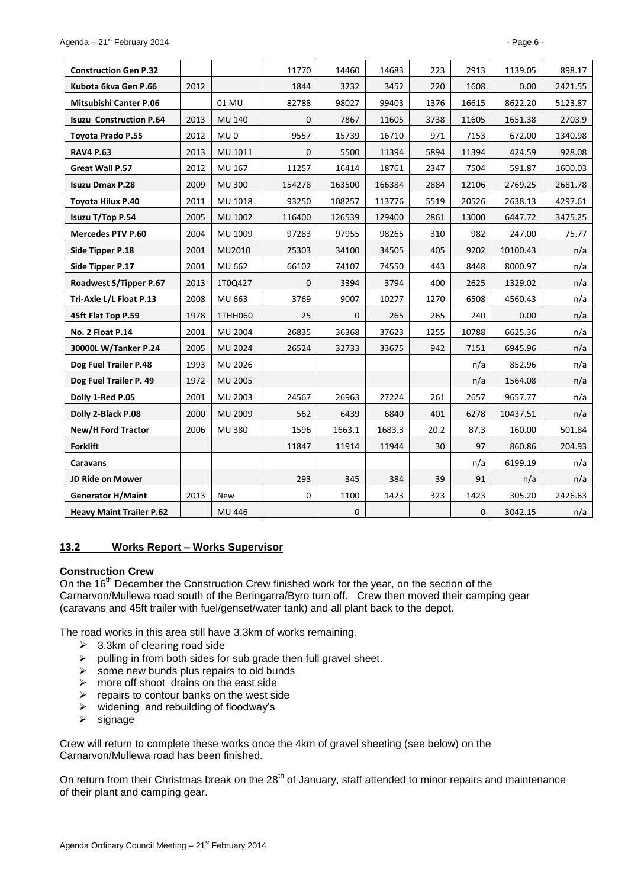| **Construction Gen P.32** | | | 11770 | 14460 | 14683 | 223 | 2913 | 1139.05 | 898.17 |
|---|---|---|---|---|---|---|---|---|---|
| **Kubota 6kva Gen P.66** | 2012 | | 1844 | 3232 | 3452 | 220 | 1608 | 0.00 | 2421.55 |
| **Mitsubishi Canter P.06** | | 01 MU | 82788 | 98027 | 99403 | 1376 | 16615 | 8622.20 | 5123.87 |
| **Isuzu Construction P.64** | 2013 | MU 140 | 0 | 7867 | 11605 | 3738 | 11605 | 1651.38 | 2703.9 |
| **Toyota Prado P.55** | 2012 | MU 0 | 9557 | 15739 | 16710 | 971 | 7153 | 672.00 | 1340.98 |
| **RAV4 P.63** | 2013 | MU 1011 | 0 | 5500 | 11394 | 5894 | 11394 | 424.59 | 928.08 |
| **Great Wall P.57** | 2012 | MU 167 | 11257 | 16414 | 18761 | 2347 | 7504 | 591.87 | 1600.03 |
| **Isuzu Dmax P.28** | 2009 | MU 300 | 154278 | 163500 | 166384 | 2884 | 12106 | 2769.25 | 2681.78 |
| **Toyota Hilux P.40** | 2011 | MU 1018 | 93250 | 108257 | 113776 | 5519 | 20526 | 2638.13 | 4297.61 |
| **Isuzu T/Top P.54** | 2005 | MU 1002 | 116400 | 126539 | 129400 | 2861 | 13000 | 6447.72 | 3475.25 |
| **Mercedes PTV P.60** | 2004 | MU 1009 | 97283 | 97955 | 98265 | 310 | 982 | 247.00 | 75.77 |
| **Side Tipper P.18** | 2001 | MU2010 | 25303 | 34100 | 34505 | 405 | 9202 | 10100.43 | n/a |
| **Side Tipper P.17** | 2001 | MU 662 | 66102 | 74107 | 74550 | 443 | 8448 | 8000.97 | n/a |
| **Roadwest S/Tipper P.67** | 2013 | 1T0Q427 | 0 | 3394 | 3794 | 400 | 2625 | 1329.02 | n/a |
| **Tri-Axle L/L Float P.13** | 2008 | MU 663 | 3769 | 9007 | 10277 | 1270 | 6508 | 4560.43 | n/a |
| **45ft Flat Top P.59** | 1978 | 1THH060 | 25 | 0 | 265 | 265 | 240 | 0.00 | n/a |
| **No. 2 Float P.14** | 2001 | MU 2004 | 26835 | 36368 | 37623 | 1255 | 10788 | 6625.36 | n/a |
| **30000L W/Tanker P.24** | 2005 | MU 2024 | 26524 | 32733 | 33675 | 942 | 7151 | 6945.96 | n/a |
| **Dog Fuel Trailer P.48** | 1993 | MU 2026 | | | | | n/a | 852.96 | n/a |
| **Dog Fuel Trailer P. 49** | 1972 | MU 2005 | | | | | n/a | 1564.08 | n/a |
| **Dolly 1-Red P.05** | 2001 | MU 2003 | 24567 | 26963 | 27224 | 261 | 2657 | 9657.77 | n/a |
| **Dolly 2-Black P.08** | 2000 | MU 2009 | 562 | 6439 | 6840 | 401 | 6278 | 10437.51 | n/a |
| **New/H Ford Tractor** | 2006 | MU 380 | 1596 | 1663.1 | 1683.3 | 20.2 | 87.3 | 160.00 | 501.84 |
| **Forklift** | | | 11847 | 11914 | 11944 | 30 | 97 | 860.86 | 204.93 |
| **Caravans** | | | | | | | n/a | 6199.19 | n/a |
| **JD Ride on Mower** | | | 293 | 345 | 384 | 39 | 91 | n/a | n/a |
| **Generator H/Maint** | 2013 | New | 0 | 1100 | 1423 | 323 | 1423 | 305.20 | 2426.63 |
| **Heavy Maint Trailer P.62** | | MU 446 | | 0 | | | 0 | 3042.15 | n/a |

## 13.2 Works Report – Works Supervisor

**Construction Crew**

On the 16th December the Construction Crew finished work for the year, on the section of the Carnarvon/Mullewa road south of the Beringarra/Byro turn off. Crew then moved their camping gear (caravans and 45ft trailer with fuel/genset/water tank) and all plant back to the depot.

The road works in this area still have 3.3km of works remaining.

- 3.3km of clearing road side
- pulling in from both sides for sub grade then full gravel sheet.
- some new bunds plus repairs to old bunds
- more off shoot drains on the east side
- repairs to contour banks on the west side
- widening and rebuilding of floodway's
- signage

Crew will return to complete these works once the 4km of gravel sheeting (see below) on the Carnarvon/Mullewa road has been finished.

On return from their Christmas break on the 28th of January, staff attended to minor repairs and maintenance of their plant and camping gear.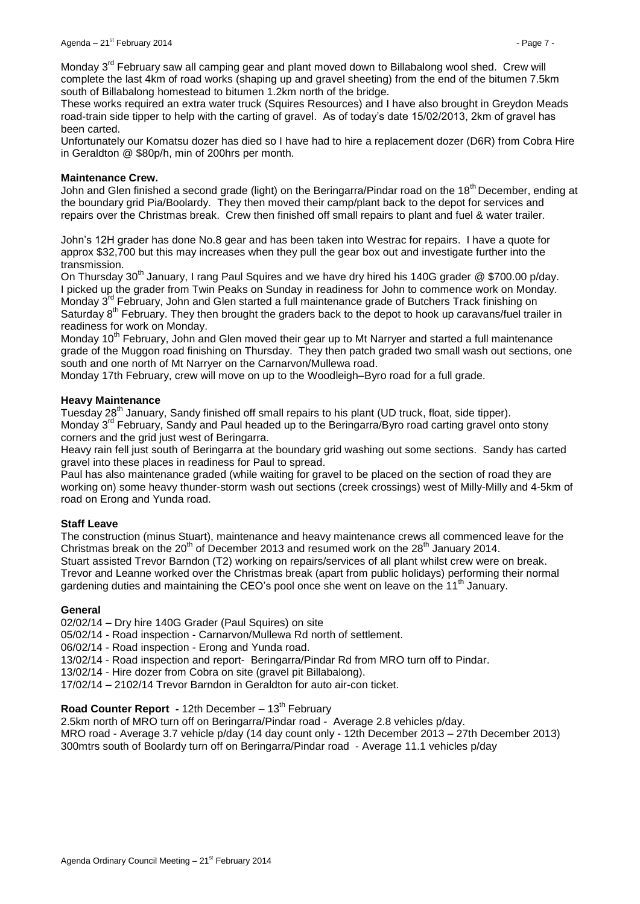Monday 3rd February saw all camping gear and plant moved down to Billabalong wool shed. Crew will complete the last 4km of road works (shaping up and gravel sheeting) from the end of the bitumen 7.5km south of Billabalong homestead to bitumen 1.2km north of the bridge.

These works required an extra water truck (Squires Resources) and I have also brought in Greydon Meads road-train side tipper to help with the carting of gravel. As of today's date 15/02/2013, 2km of gravel has been carted.

Unfortunately our Komatsu dozer has died so I have had to hire a replacement dozer (D6R) from Cobra Hire in Geraldton @ $80p/h, min of 200hrs per month.

**Maintenance Crew.**

John and Glen finished a second grade (light) on the Beringarra/Pindar road on the 18th December, ending at the boundary grid Pia/Boolardy. They then moved their camp/plant back to the depot for services and repairs over the Christmas break. Crew then finished off small repairs to plant and fuel & water trailer.

John's 12H grader has done No.8 gear and has been taken into Westrac for repairs. I have a quote for approx $32,700 but this may increases when they pull the gear box out and investigate further into the transmission.

On Thursday 30th January, I rang Paul Squires and we have dry hired his 140G grader @ $700.00 p/day. I picked up the grader from Twin Peaks on Sunday in readiness for John to commence work on Monday. Monday 3rd February, John and Glen started a full maintenance grade of Butchers Track finishing on Saturday 8th February. They then brought the graders back to the depot to hook up caravans/fuel trailer in readiness for work on Monday.

Monday 10th February, John and Glen moved their gear up to Mt Narryer and started a full maintenance grade of the Muggon road finishing on Thursday. They then patch graded two small wash out sections, one south and one north of Mt Narryer on the Carnarvon/Mullewa road.

Monday 17th February, crew will move on up to the Woodleigh–Byro road for a full grade.

**Heavy Maintenance**

Tuesday 28th January, Sandy finished off small repairs to his plant (UD truck, float, side tipper).

Monday 3rd February, Sandy and Paul headed up to the Beringarra/Byro road carting gravel onto stony corners and the grid just west of Beringarra.

Heavy rain fell just south of Beringarra at the boundary grid washing out some sections. Sandy has carted gravel into these places in readiness for Paul to spread.

Paul has also maintenance graded (while waiting for gravel to be placed on the section of road they are working on) some heavy thunder-storm wash out sections (creek crossings) west of Milly-Milly and 4-5km of road on Erong and Yunda road.

**Staff Leave**

The construction (minus Stuart), maintenance and heavy maintenance crews all commenced leave for the Christmas break on the 20th of December 2013 and resumed work on the 28th January 2014.

Stuart assisted Trevor Barndon (T2) working on repairs/services of all plant whilst crew were on break.

Trevor and Leanne worked over the Christmas break (apart from public holidays) performing their normal gardening duties and maintaining the CEO's pool once she went on leave on the 11th January.

**General**

02/02/14 – Dry hire 140G Grader (Paul Squires) on site

05/02/14 - Road inspection - Carnarvon/Mullewa Rd north of settlement.

06/02/14 - Road inspection - Erong and Yunda road.

13/02/14 - Road inspection and report- Beringarra/Pindar Rd from MRO turn off to Pindar.

13/02/14 - Hire dozer from Cobra on site (gravel pit Billabalong).

17/02/14 – 2102/14 Trevor Barndon in Geraldton for auto air-con ticket.

**Road Counter Report -** 12th December – 13th February

2.5km north of MRO turn off on Beringarra/Pindar road - Average 2.8 vehicles p/day.

MRO road - Average 3.7 vehicle p/day (14 day count only - 12th December 2013 – 27th December 2013)

300mtrs south of Boolardy turn off on Beringarra/Pindar road - Average 11.1 vehicles p/day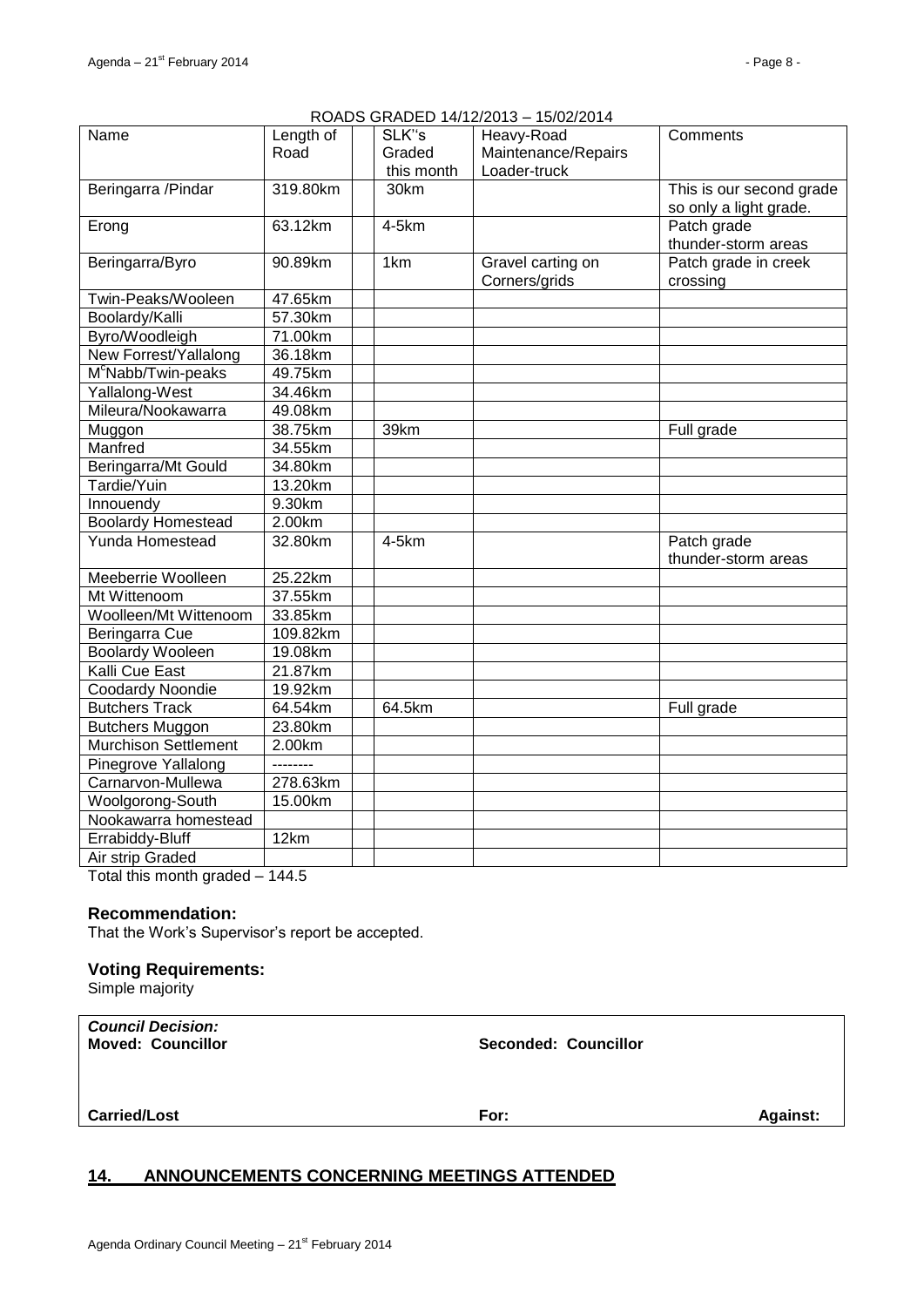ROADS GRADED 14/12/2013 – 15/02/2014

| Name | Length of Road | | SLK''s Graded this month | Heavy-Road Maintenance/Repairs Loader-truck | Comments |
|---|---|---|---|---|---|
| Beringarra /Pindar | 319.80km | | 30km | | This is our second grade so only a light grade. |
| Erong | 63.12km | | 4-5km | | Patch grade thunder-storm areas |
| Beringarra/Byro | 90.89km | | 1km | Gravel carting on Corners/grids | Patch grade in creek crossing |
| Twin-Peaks/Wooleen | 47.65km | | | | |
| Boolardy/Kalli | 57.30km | | | | |
| Byro/Woodleigh | 71.00km | | | | |
| New Forrest/Yallalong | 36.18km | | | | |
| M^c^Nabb/Twin-peaks | 49.75km | | | | |
| Yallalong-West | 34.46km | | | | |
| Mileura/Nookawarra | 49.08km | | | | |
| Muggon | 38.75km | | 39km | | Full grade |
| Manfred | 34.55km | | | | |
| Beringarra/Mt Gould | 34.80km | | | | |
| Tardie/Yuin | 13.20km | | | | |
| Innouendy | 9.30km | | | | |
| Boolardy Homestead | 2.00km | | | | |
| Yunda Homestead | 32.80km | | 4-5km | | Patch grade thunder-storm areas |
| Meeberrie Woolleen | 25.22km | | | | |
| Mt Wittenoom | 37.55km | | | | |
| Woolleen/Mt Wittenoom | 33.85km | | | | |
| Beringarra Cue | 109.82km | | | | |
| Boolardy Wooleen | 19.08km | | | | |
| Kalli Cue East | 21.87km | | | | |
| Coodardy Noondie | 19.92km | | | | |
| Butchers Track | 64.54km | | 64.5km | | Full grade |
| Butchers Muggon | 23.80km | | | | |
| Murchison Settlement | 2.00km | | | | |
| Pinegrove Yallalong | -------- | | | | |
| Carnarvon-Mullewa | 278.63km | | | | |
| Woolgorong-South | 15.00km | | | | |
| Nookawarra homestead | | | | | |
| Errabiddy-Bluff | 12km | | | | |
| Air strip Graded | | | | | |

Total this month graded – 144.5

### Recommendation:

That the Work's Supervisor's report be accepted.

### Voting Requirements:

Simple majority

| ***Council Decision:*** | | |
|---|---|---|
| **Moved: Councillor** | **Seconded: Councillor** | |
| **Carried/Lost** | **For:** | **Against:** |

## 14. ANNOUNCEMENTS CONCERNING MEETINGS ATTENDED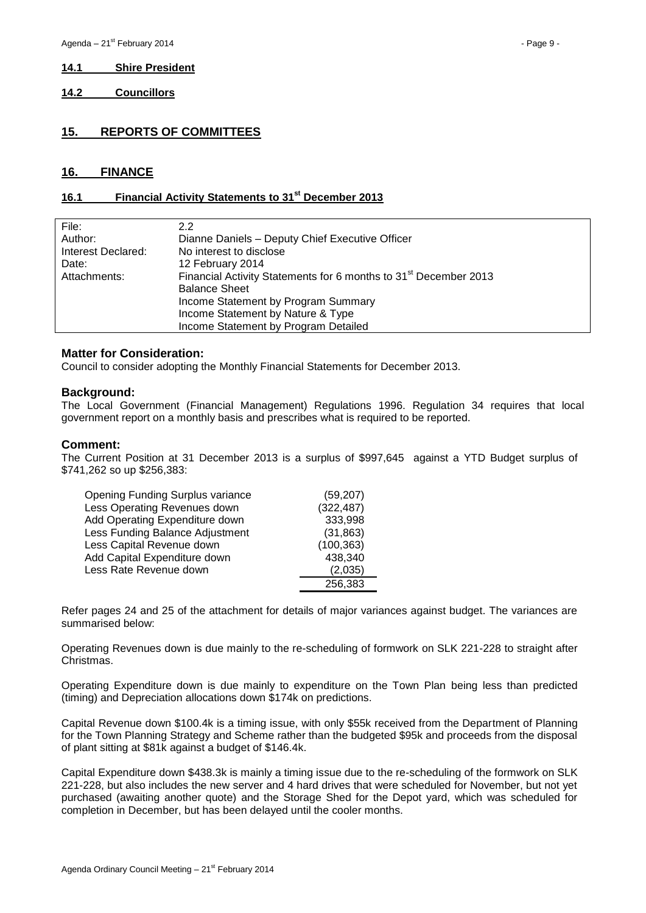#### 14.1 Shire President

#### 14.2 Councillors

## 15. REPORTS OF COMMITTEES

## 16. FINANCE

### 16.1 Financial Activity Statements to 31st December 2013

| | |
|---|---|
| File: | 2.2 |
| Author: | Dianne Daniels – Deputy Chief Executive Officer |
| Interest Declared: | No interest to disclose |
| Date: | 12 February 2014 |
| Attachments: | Financial Activity Statements for 6 months to 31st December 2013<br>Balance Sheet<br>Income Statement by Program Summary<br>Income Statement by Nature & Type<br>Income Statement by Program Detailed |

**Matter for Consideration:**

Council to consider adopting the Monthly Financial Statements for December 2013.

**Background:**

The Local Government (Financial Management) Regulations 1996. Regulation 34 requires that local government report on a monthly basis and prescribes what is required to be reported.

**Comment:**

The Current Position at 31 December 2013 is a surplus of $997,645 against a YTD Budget surplus of $741,262 so up $256,383:

| | |
|---|---:|
| Opening Funding Surplus variance | (59,207) |
| Less Operating Revenues down | (322,487) |
| Add Operating Expenditure down | 333,998 |
| Less Funding Balance Adjustment | (31,863) |
| Less Capital Revenue down | (100,363) |
| Add Capital Expenditure down | 438,340 |
| Less Rate Revenue down | (2,035) |
| | 256,383 |

Refer pages 24 and 25 of the attachment for details of major variances against budget. The variances are summarised below:

Operating Revenues down is due mainly to the re-scheduling of formwork on SLK 221-228 to straight after Christmas.

Operating Expenditure down is due mainly to expenditure on the Town Plan being less than predicted (timing) and Depreciation allocations down $174k on predictions.

Capital Revenue down $100.4k is a timing issue, with only $55k received from the Department of Planning for the Town Planning Strategy and Scheme rather than the budgeted $95k and proceeds from the disposal of plant sitting at $81k against a budget of $146.4k.

Capital Expenditure down $438.3k is mainly a timing issue due to the re-scheduling of the formwork on SLK 221-228, but also includes the new server and 4 hard drives that were scheduled for November, but not yet purchased (awaiting another quote) and the Storage Shed for the Depot yard, which was scheduled for completion in December, but has been delayed until the cooler months.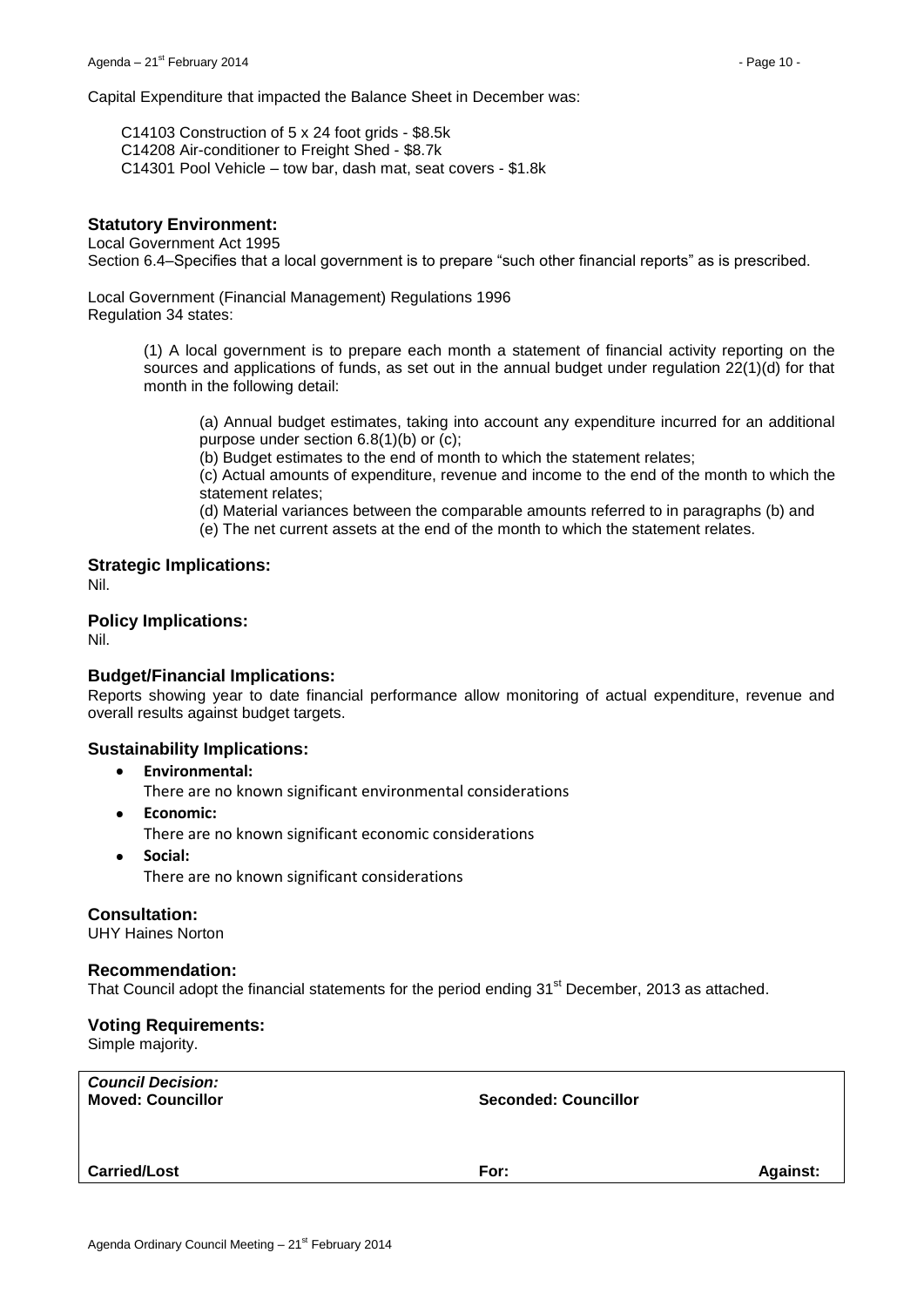Capital Expenditure that impacted the Balance Sheet in December was:

C14103 Construction of 5 x 24 foot grids - $8.5k
C14208 Air-conditioner to Freight Shed - $8.7k
C14301 Pool Vehicle – tow bar, dash mat, seat covers - $1.8k

## Statutory Environment:

Local Government Act 1995
Section 6.4–Specifies that a local government is to prepare "such other financial reports" as is prescribed.

Local Government (Financial Management) Regulations 1996
Regulation 34 states:

> (1) A local government is to prepare each month a statement of financial activity reporting on the sources and applications of funds, as set out in the annual budget under regulation 22(1)(d) for that month in the following detail:
>
> > (a) Annual budget estimates, taking into account any expenditure incurred for an additional purpose under section 6.8(1)(b) or (c);
> > (b) Budget estimates to the end of month to which the statement relates;
> > (c) Actual amounts of expenditure, revenue and income to the end of the month to which the statement relates;
> > (d) Material variances between the comparable amounts referred to in paragraphs (b) and
> > (e) The net current assets at the end of the month to which the statement relates.

## Strategic Implications:

Nil.

## Policy Implications:

Nil.

## Budget/Financial Implications:

Reports showing year to date financial performance allow monitoring of actual expenditure, revenue and overall results against budget targets.

## Sustainability Implications:

- **Environmental:**
  There are no known significant environmental considerations
- **Economic:**
  There are no known significant economic considerations
- **Social:**
  There are no known significant considerations

## Consultation:

UHY Haines Norton

## Recommendation:

That Council adopt the financial statements for the period ending 31st December, 2013 as attached.

## Voting Requirements:

Simple majority.

| ***Council Decision:*** **Moved: Councillor** | **Seconded: Councillor** | |
|---|---|---|
| **Carried/Lost** | **For:** | **Against:** |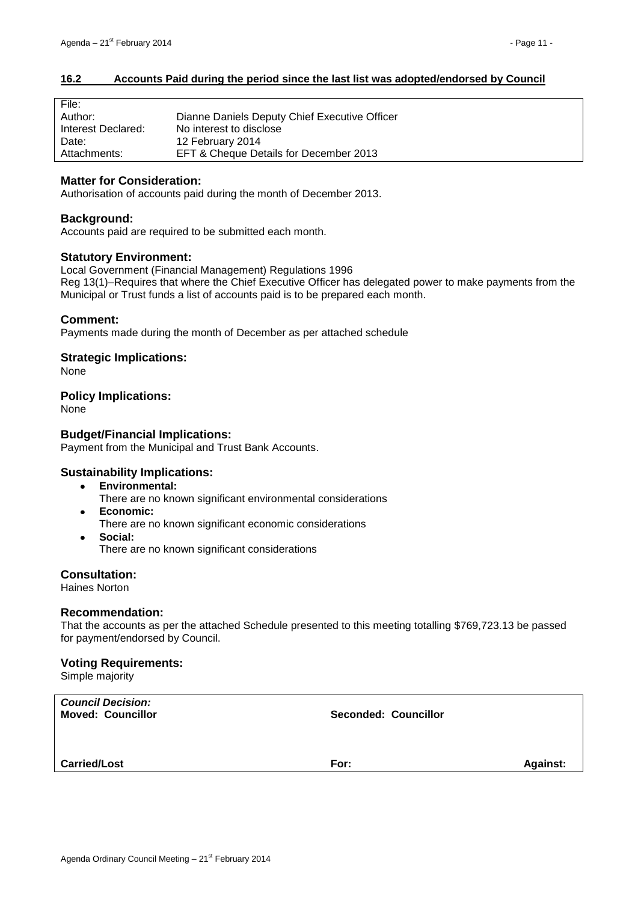## 16.2 Accounts Paid during the period since the last list was adopted/endorsed by Council

| File: | |
|---|---|
| Author: | Dianne Daniels Deputy Chief Executive Officer |
| Interest Declared: | No interest to disclose |
| Date: | 12 February 2014 |
| Attachments: | EFT & Cheque Details for December 2013 |

### Matter for Consideration:

Authorisation of accounts paid during the month of December 2013.

### Background:

Accounts paid are required to be submitted each month.

### Statutory Environment:

Local Government (Financial Management) Regulations 1996

Reg 13(1)–Requires that where the Chief Executive Officer has delegated power to make payments from the Municipal or Trust funds a list of accounts paid is to be prepared each month.

### Comment:

Payments made during the month of December as per attached schedule

### Strategic Implications:

None

### Policy Implications:

None

### Budget/Financial Implications:

Payment from the Municipal and Trust Bank Accounts.

### Sustainability Implications:

- **Environmental:**
  There are no known significant environmental considerations
- **Economic:**
  There are no known significant economic considerations
- **Social:**
  There are no known significant considerations

### Consultation:

Haines Norton

### Recommendation:

That the accounts as per the attached Schedule presented to this meeting totalling $769,723.13 be passed for payment/endorsed by Council.

### Voting Requirements:

Simple majority

| ***Council Decision:*** **Moved: Councillor** | **Seconded: Councillor** | |
|---|---|---|
| **Carried/Lost** | **For:** | **Against:** |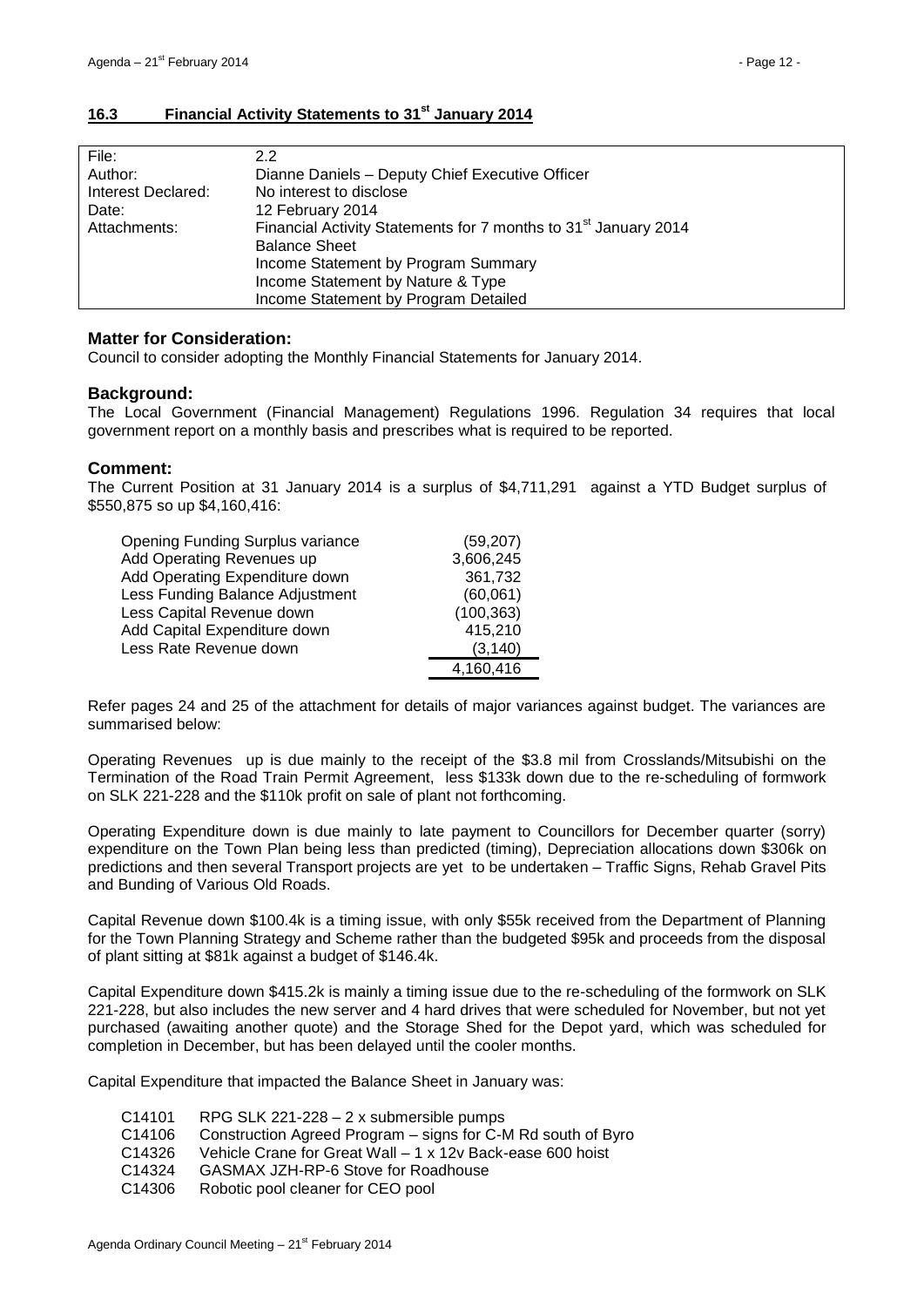## 16.3 Financial Activity Statements to 31st January 2014

| | |
|---|---|
| File: | 2.2 |
| Author: | Dianne Daniels – Deputy Chief Executive Officer |
| Interest Declared: | No interest to disclose |
| Date: | 12 February 2014 |
| Attachments: | Financial Activity Statements for 7 months to 31st January 2014<br>Balance Sheet<br>Income Statement by Program Summary<br>Income Statement by Nature & Type<br>Income Statement by Program Detailed |

### Matter for Consideration:

Council to consider adopting the Monthly Financial Statements for January 2014.

### Background:

The Local Government (Financial Management) Regulations 1996. Regulation 34 requires that local government report on a monthly basis and prescribes what is required to be reported.

### Comment:

The Current Position at 31 January 2014 is a surplus of $4,711,291 against a YTD Budget surplus of $550,875 so up $4,160,416:

| | |
|---|---:|
| Opening Funding Surplus variance | (59,207) |
| Add Operating Revenues up | 3,606,245 |
| Add Operating Expenditure down | 361,732 |
| Less Funding Balance Adjustment | (60,061) |
| Less Capital Revenue down | (100,363) |
| Add Capital Expenditure down | 415,210 |
| Less Rate Revenue down | (3,140) |
| | 4,160,416 |

Refer pages 24 and 25 of the attachment for details of major variances against budget. The variances are summarised below:

Operating Revenues up is due mainly to the receipt of the $3.8 mil from Crosslands/Mitsubishi on the Termination of the Road Train Permit Agreement, less $133k down due to the re-scheduling of formwork on SLK 221-228 and the $110k profit on sale of plant not forthcoming.

Operating Expenditure down is due mainly to late payment to Councillors for December quarter (sorry) expenditure on the Town Plan being less than predicted (timing), Depreciation allocations down $306k on predictions and then several Transport projects are yet to be undertaken – Traffic Signs, Rehab Gravel Pits and Bunding of Various Old Roads.

Capital Revenue down $100.4k is a timing issue, with only $55k received from the Department of Planning for the Town Planning Strategy and Scheme rather than the budgeted $95k and proceeds from the disposal of plant sitting at $81k against a budget of $146.4k.

Capital Expenditure down $415.2k is mainly a timing issue due to the re-scheduling of the formwork on SLK 221-228, but also includes the new server and 4 hard drives that were scheduled for November, but not yet purchased (awaiting another quote) and the Storage Shed for the Depot yard, which was scheduled for completion in December, but has been delayed until the cooler months.

Capital Expenditure that impacted the Balance Sheet in January was:

| | |
|---|---|
| C14101 | RPG SLK 221-228 – 2 x submersible pumps |
| C14106 | Construction Agreed Program – signs for C-M Rd south of Byro |
| C14326 | Vehicle Crane for Great Wall – 1 x 12v Back-ease 600 hoist |
| C14324 | GASMAX JZH-RP-6 Stove for Roadhouse |
| C14306 | Robotic pool cleaner for CEO pool |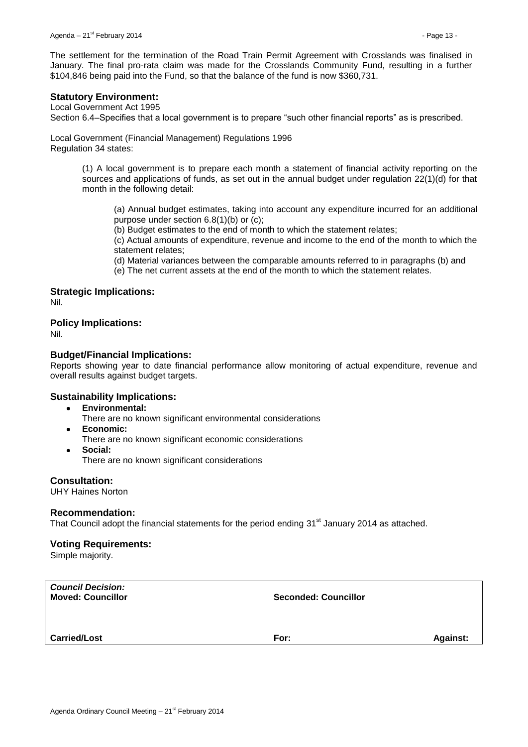The settlement for the termination of the Road Train Permit Agreement with Crosslands was finalised in January. The final pro-rata claim was made for the Crosslands Community Fund, resulting in a further $104,846 being paid into the Fund, so that the balance of the fund is now $360,731.

## Statutory Environment:

Local Government Act 1995

Section 6.4–Specifies that a local government is to prepare "such other financial reports" as is prescribed.

Local Government (Financial Management) Regulations 1996

Regulation 34 states:

> (1) A local government is to prepare each month a statement of financial activity reporting on the sources and applications of funds, as set out in the annual budget under regulation 22(1)(d) for that month in the following detail:
>
> > (a) Annual budget estimates, taking into account any expenditure incurred for an additional purpose under section 6.8(1)(b) or (c);
> >
> > (b) Budget estimates to the end of month to which the statement relates;
> >
> > (c) Actual amounts of expenditure, revenue and income to the end of the month to which the statement relates;
> >
> > (d) Material variances between the comparable amounts referred to in paragraphs (b) and
> >
> > (e) The net current assets at the end of the month to which the statement relates.

## Strategic Implications:

Nil.

## Policy Implications:

Nil.

## Budget/Financial Implications:

Reports showing year to date financial performance allow monitoring of actual expenditure, revenue and overall results against budget targets.

## Sustainability Implications:

- **Environmental:**
  There are no known significant environmental considerations
- **Economic:**
  There are no known significant economic considerations
- **Social:**
  There are no known significant considerations

## Consultation:

UHY Haines Norton

## Recommendation:

That Council adopt the financial statements for the period ending 31st January 2014 as attached.

## Voting Requirements:

Simple majority.

| ***Council Decision:*** **Moved: Councillor** | **Seconded: Councillor** | |
|---|---|---|
| **Carried/Lost** | **For:** | **Against:** |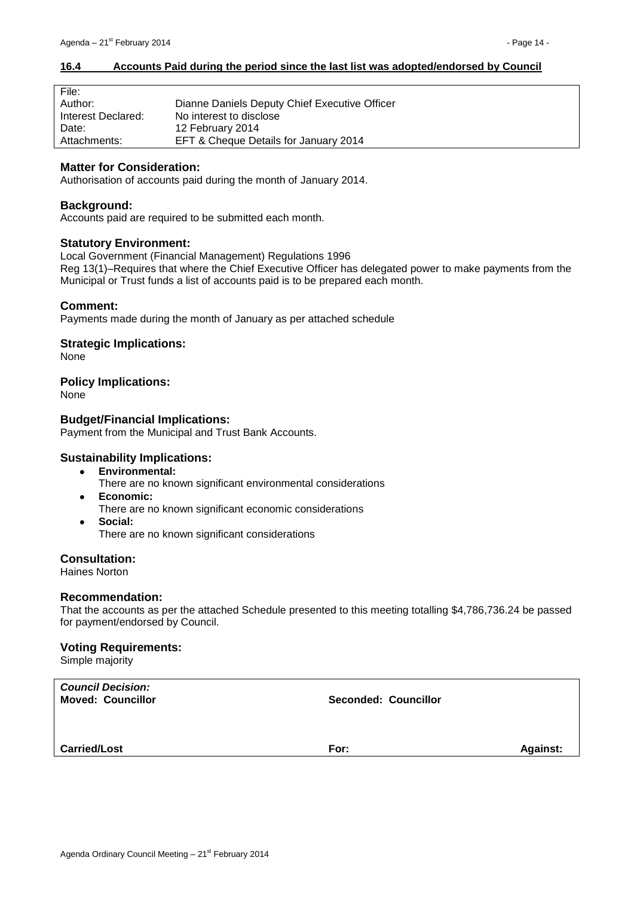## 16.4 Accounts Paid during the period since the last list was adopted/endorsed by Council

| File: | |
|---|---|
| Author: | Dianne Daniels Deputy Chief Executive Officer |
| Interest Declared: | No interest to disclose |
| Date: | 12 February 2014 |
| Attachments: | EFT & Cheque Details for January 2014 |

### Matter for Consideration:

Authorisation of accounts paid during the month of January 2014.

### Background:

Accounts paid are required to be submitted each month.

### Statutory Environment:

Local Government (Financial Management) Regulations 1996
Reg 13(1)–Requires that where the Chief Executive Officer has delegated power to make payments from the Municipal or Trust funds a list of accounts paid is to be prepared each month.

### Comment:

Payments made during the month of January as per attached schedule

### Strategic Implications:

None

### Policy Implications:

None

### Budget/Financial Implications:

Payment from the Municipal and Trust Bank Accounts.

### Sustainability Implications:

- **Environmental:**
  There are no known significant environmental considerations
- **Economic:**
  There are no known significant economic considerations
- **Social:**
  There are no known significant considerations

### Consultation:

Haines Norton

### Recommendation:

That the accounts as per the attached Schedule presented to this meeting totalling $4,786,736.24 be passed for payment/endorsed by Council.

### Voting Requirements:

Simple majority

| ***Council Decision:*** **Moved: Councillor** | **Seconded: Councillor** | |
|---|---|---|
| **Carried/Lost** | **For:** | **Against:** |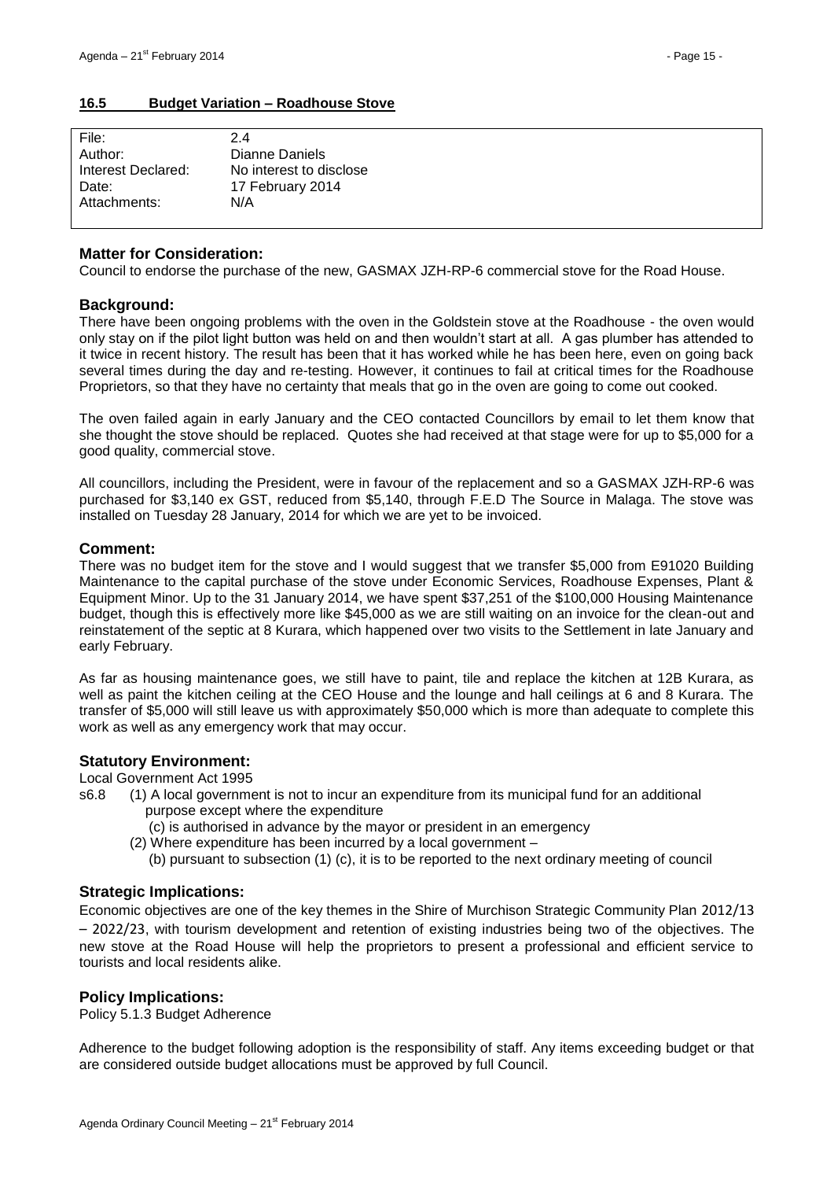## 16.5 Budget Variation – Roadhouse Stove

| | |
|---|---|
| File: | 2.4 |
| Author: | Dianne Daniels |
| Interest Declared: | No interest to disclose |
| Date: | 17 February 2014 |
| Attachments: | N/A |

### Matter for Consideration:

Council to endorse the purchase of the new, GASMAX JZH-RP-6 commercial stove for the Road House.

### Background:

There have been ongoing problems with the oven in the Goldstein stove at the Roadhouse - the oven would only stay on if the pilot light button was held on and then wouldn't start at all. A gas plumber has attended to it twice in recent history. The result has been that it has worked while he has been here, even on going back several times during the day and re-testing. However, it continues to fail at critical times for the Roadhouse Proprietors, so that they have no certainty that meals that go in the oven are going to come out cooked.

The oven failed again in early January and the CEO contacted Councillors by email to let them know that she thought the stove should be replaced. Quotes she had received at that stage were for up to $5,000 for a good quality, commercial stove.

All councillors, including the President, were in favour of the replacement and so a GASMAX JZH-RP-6 was purchased for $3,140 ex GST, reduced from $5,140, through F.E.D The Source in Malaga. The stove was installed on Tuesday 28 January, 2014 for which we are yet to be invoiced.

### Comment:

There was no budget item for the stove and I would suggest that we transfer $5,000 from E91020 Building Maintenance to the capital purchase of the stove under Economic Services, Roadhouse Expenses, Plant & Equipment Minor. Up to the 31 January 2014, we have spent $37,251 of the $100,000 Housing Maintenance budget, though this is effectively more like $45,000 as we are still waiting on an invoice for the clean-out and reinstatement of the septic at 8 Kurara, which happened over two visits to the Settlement in late January and early February.

As far as housing maintenance goes, we still have to paint, tile and replace the kitchen at 12B Kurara, as well as paint the kitchen ceiling at the CEO House and the lounge and hall ceilings at 6 and 8 Kurara. The transfer of $5,000 will still leave us with approximately $50,000 which is more than adequate to complete this work as well as any emergency work that may occur.

### Statutory Environment:

Local Government Act 1995

s6.8 (1) A local government is not to incur an expenditure from its municipal fund for an additional purpose except where the expenditure

(c) is authorised in advance by the mayor or president in an emergency

(2) Where expenditure has been incurred by a local government –

(b) pursuant to subsection (1) (c), it is to be reported to the next ordinary meeting of council

### Strategic Implications:

Economic objectives are one of the key themes in the Shire of Murchison Strategic Community Plan 2012/13 – 2022/23, with tourism development and retention of existing industries being two of the objectives. The new stove at the Road House will help the proprietors to present a professional and efficient service to tourists and local residents alike.

### Policy Implications:

Policy 5.1.3 Budget Adherence

Adherence to the budget following adoption is the responsibility of staff. Any items exceeding budget or that are considered outside budget allocations must be approved by full Council.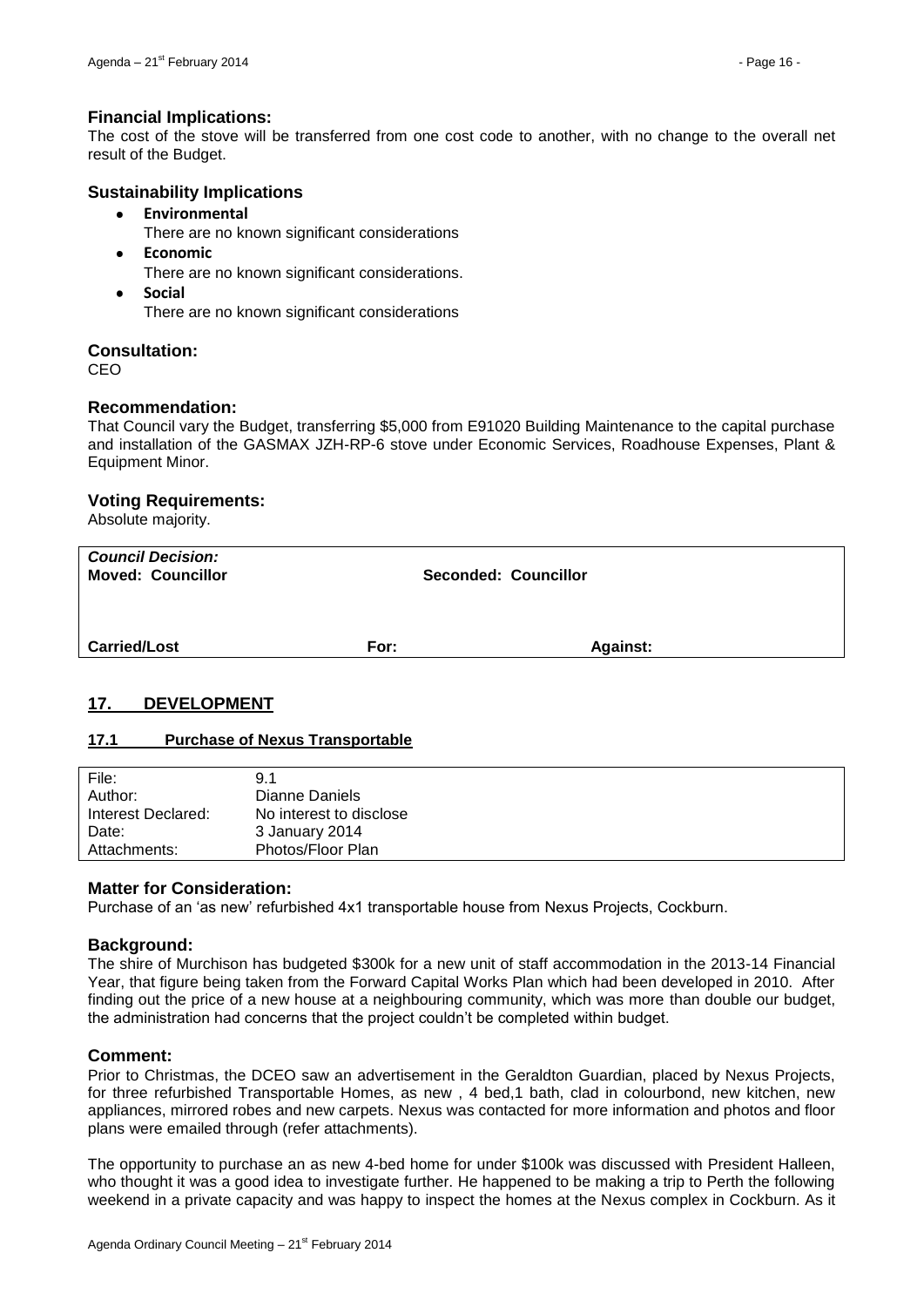### Financial Implications:

The cost of the stove will be transferred from one cost code to another, with no change to the overall net result of the Budget.

### Sustainability Implications

- **Environmental**
  There are no known significant considerations
- **Economic**
  There are no known significant considerations.
- **Social**
  There are no known significant considerations

### Consultation:

CEO

### Recommendation:

That Council vary the Budget, transferring $5,000 from E91020 Building Maintenance to the capital purchase and installation of the GASMAX JZH-RP-6 stove under Economic Services, Roadhouse Expenses, Plant & Equipment Minor.

### Voting Requirements:

Absolute majority.

| *Council Decision:* | | |
|---|---|---|
| **Moved: Councillor** | **Seconded: Councillor** | |
| **Carried/Lost** | **For:** | **Against:** |

## 17. DEVELOPMENT

### 17.1 Purchase of Nexus Transportable

| | |
|---|---|
| File: | 9.1 |
| Author: | Dianne Daniels |
| Interest Declared: | No interest to disclose |
| Date: | 3 January 2014 |
| Attachments: | Photos/Floor Plan |

### Matter for Consideration:

Purchase of an 'as new' refurbished 4x1 transportable house from Nexus Projects, Cockburn.

### Background:

The shire of Murchison has budgeted $300k for a new unit of staff accommodation in the 2013-14 Financial Year, that figure being taken from the Forward Capital Works Plan which had been developed in 2010. After finding out the price of a new house at a neighbouring community, which was more than double our budget, the administration had concerns that the project couldn't be completed within budget.

### Comment:

Prior to Christmas, the DCEO saw an advertisement in the Geraldton Guardian, placed by Nexus Projects, for three refurbished Transportable Homes, as new , 4 bed,1 bath, clad in colourbond, new kitchen, new appliances, mirrored robes and new carpets. Nexus was contacted for more information and photos and floor plans were emailed through (refer attachments).

The opportunity to purchase an as new 4-bed home for under $100k was discussed with President Halleen, who thought it was a good idea to investigate further. He happened to be making a trip to Perth the following weekend in a private capacity and was happy to inspect the homes at the Nexus complex in Cockburn. As it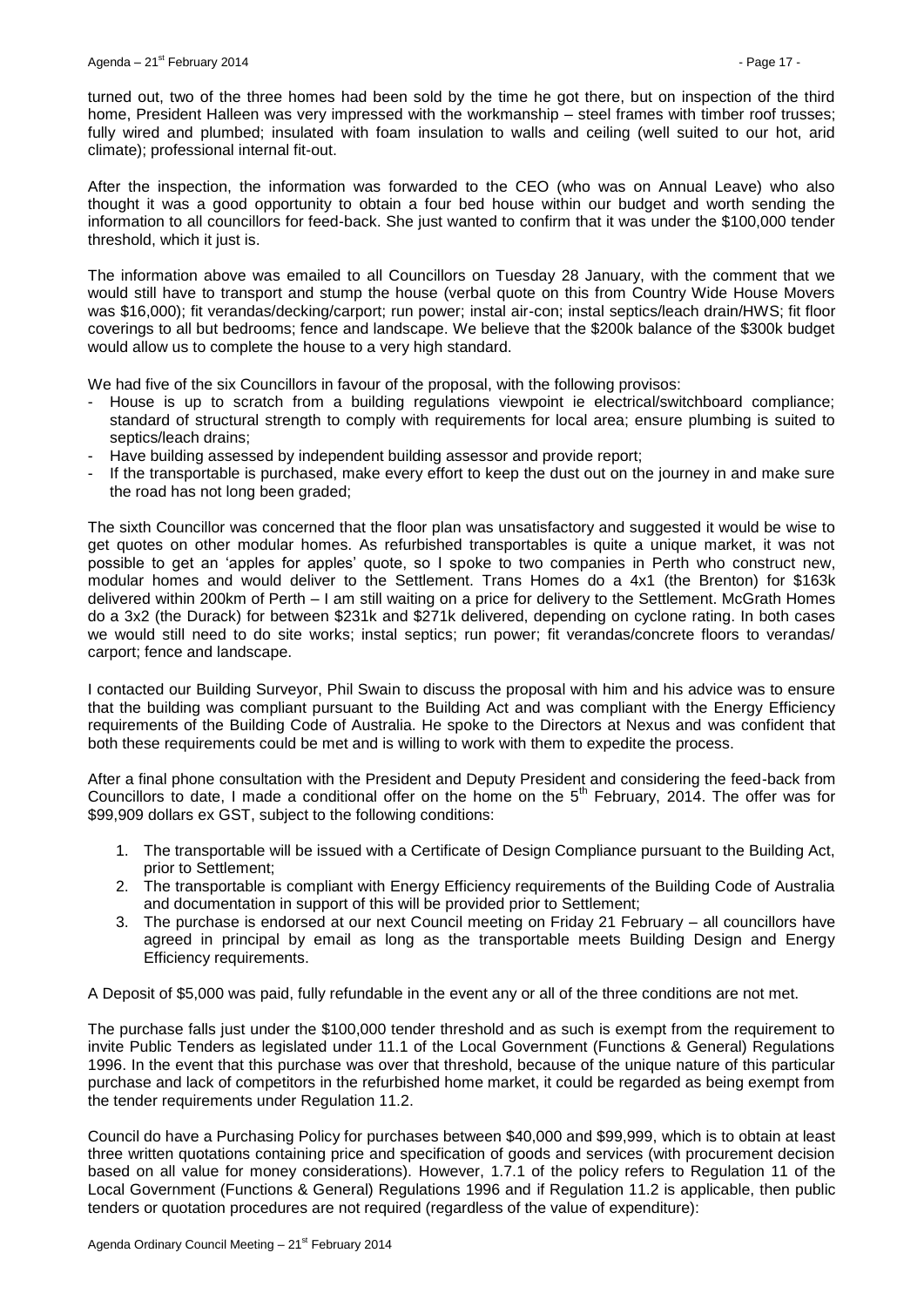turned out, two of the three homes had been sold by the time he got there, but on inspection of the third home, President Halleen was very impressed with the workmanship – steel frames with timber roof trusses; fully wired and plumbed; insulated with foam insulation to walls and ceiling (well suited to our hot, arid climate); professional internal fit-out.

After the inspection, the information was forwarded to the CEO (who was on Annual Leave) who also thought it was a good opportunity to obtain a four bed house within our budget and worth sending the information to all councillors for feed-back. She just wanted to confirm that it was under the $100,000 tender threshold, which it just is.

The information above was emailed to all Councillors on Tuesday 28 January, with the comment that we would still have to transport and stump the house (verbal quote on this from Country Wide House Movers was $16,000); fit verandas/decking/carport; run power; instal air-con; instal septics/leach drain/HWS; fit floor coverings to all but bedrooms; fence and landscape. We believe that the $200k balance of the $300k budget would allow us to complete the house to a very high standard.

We had five of the six Councillors in favour of the proposal, with the following provisos:

- House is up to scratch from a building regulations viewpoint ie electrical/switchboard compliance; standard of structural strength to comply with requirements for local area; ensure plumbing is suited to septics/leach drains;
- Have building assessed by independent building assessor and provide report;
- If the transportable is purchased, make every effort to keep the dust out on the journey in and make sure the road has not long been graded;

The sixth Councillor was concerned that the floor plan was unsatisfactory and suggested it would be wise to get quotes on other modular homes. As refurbished transportables is quite a unique market, it was not possible to get an 'apples for apples' quote, so I spoke to two companies in Perth who construct new, modular homes and would deliver to the Settlement. Trans Homes do a 4x1 (the Brenton) for $163k delivered within 200km of Perth – I am still waiting on a price for delivery to the Settlement. McGrath Homes do a 3x2 (the Durack) for between $231k and $271k delivered, depending on cyclone rating. In both cases we would still need to do site works; instal septics; run power; fit verandas/concrete floors to verandas/ carport; fence and landscape.

I contacted our Building Surveyor, Phil Swain to discuss the proposal with him and his advice was to ensure that the building was compliant pursuant to the Building Act and was compliant with the Energy Efficiency requirements of the Building Code of Australia. He spoke to the Directors at Nexus and was confident that both these requirements could be met and is willing to work with them to expedite the process.

After a final phone consultation with the President and Deputy President and considering the feed-back from Councillors to date, I made a conditional offer on the home on the 5th February, 2014. The offer was for $99,909 dollars ex GST, subject to the following conditions:

1. The transportable will be issued with a Certificate of Design Compliance pursuant to the Building Act, prior to Settlement;
2. The transportable is compliant with Energy Efficiency requirements of the Building Code of Australia and documentation in support of this will be provided prior to Settlement;
3. The purchase is endorsed at our next Council meeting on Friday 21 February – all councillors have agreed in principal by email as long as the transportable meets Building Design and Energy Efficiency requirements.

A Deposit of $5,000 was paid, fully refundable in the event any or all of the three conditions are not met.

The purchase falls just under the $100,000 tender threshold and as such is exempt from the requirement to invite Public Tenders as legislated under 11.1 of the Local Government (Functions & General) Regulations 1996. In the event that this purchase was over that threshold, because of the unique nature of this particular purchase and lack of competitors in the refurbished home market, it could be regarded as being exempt from the tender requirements under Regulation 11.2.

Council do have a Purchasing Policy for purchases between $40,000 and $99,999, which is to obtain at least three written quotations containing price and specification of goods and services (with procurement decision based on all value for money considerations). However, 1.7.1 of the policy refers to Regulation 11 of the Local Government (Functions & General) Regulations 1996 and if Regulation 11.2 is applicable, then public tenders or quotation procedures are not required (regardless of the value of expenditure):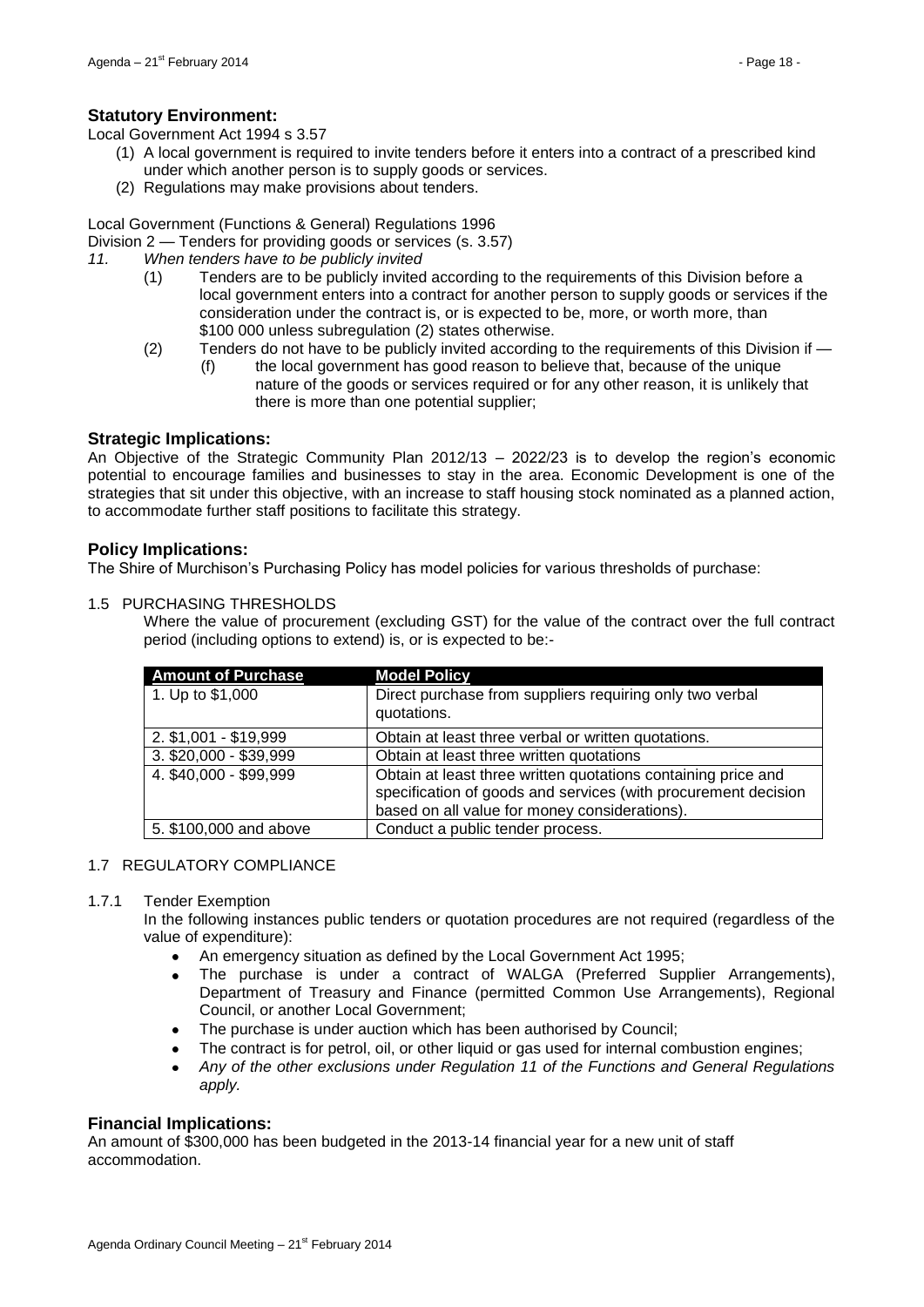## Statutory Environment:

Local Government Act 1994 s 3.57

(1) A local government is required to invite tenders before it enters into a contract of a prescribed kind under which another person is to supply goods or services.
(2) Regulations may make provisions about tenders.

Local Government (Functions & General) Regulations 1996

Division 2 — Tenders for providing goods or services (s. 3.57)

*11. When tenders have to be publicly invited*

(1) Tenders are to be publicly invited according to the requirements of this Division before a local government enters into a contract for another person to supply goods or services if the consideration under the contract is, or is expected to be, more, or worth more, than $100 000 unless subregulation (2) states otherwise.

(2) Tenders do not have to be publicly invited according to the requirements of this Division if —

(f) the local government has good reason to believe that, because of the unique nature of the goods or services required or for any other reason, it is unlikely that there is more than one potential supplier;

## Strategic Implications:

An Objective of the Strategic Community Plan 2012/13 – 2022/23 is to develop the region's economic potential to encourage families and businesses to stay in the area. Economic Development is one of the strategies that sit under this objective, with an increase to staff housing stock nominated as a planned action, to accommodate further staff positions to facilitate this strategy.

## Policy Implications:

The Shire of Murchison's Purchasing Policy has model policies for various thresholds of purchase:

1.5 PURCHASING THRESHOLDS

Where the value of procurement (excluding GST) for the value of the contract over the full contract period (including options to extend) is, or is expected to be:-

| Amount of Purchase | Model Policy |
|---|---|
| 1. Up to $1,000 | Direct purchase from suppliers requiring only two verbal quotations. |
| 2. $1,001 - $19,999 | Obtain at least three verbal or written quotations. |
| 3. $20,000 - $39,999 | Obtain at least three written quotations |
| 4. $40,000 - $99,999 | Obtain at least three written quotations containing price and specification of goods and services (with procurement decision based on all value for money considerations). |
| 5. $100,000 and above | Conduct a public tender process. |

1.7 REGULATORY COMPLIANCE

1.7.1 Tender Exemption

In the following instances public tenders or quotation procedures are not required (regardless of the value of expenditure):

- An emergency situation as defined by the Local Government Act 1995;
- The purchase is under a contract of WALGA (Preferred Supplier Arrangements), Department of Treasury and Finance (permitted Common Use Arrangements), Regional Council, or another Local Government;
- The purchase is under auction which has been authorised by Council;
- The contract is for petrol, oil, or other liquid or gas used for internal combustion engines;
- *Any of the other exclusions under Regulation 11 of the Functions and General Regulations apply.*

## Financial Implications:

An amount of $300,000 has been budgeted in the 2013-14 financial year for a new unit of staff accommodation.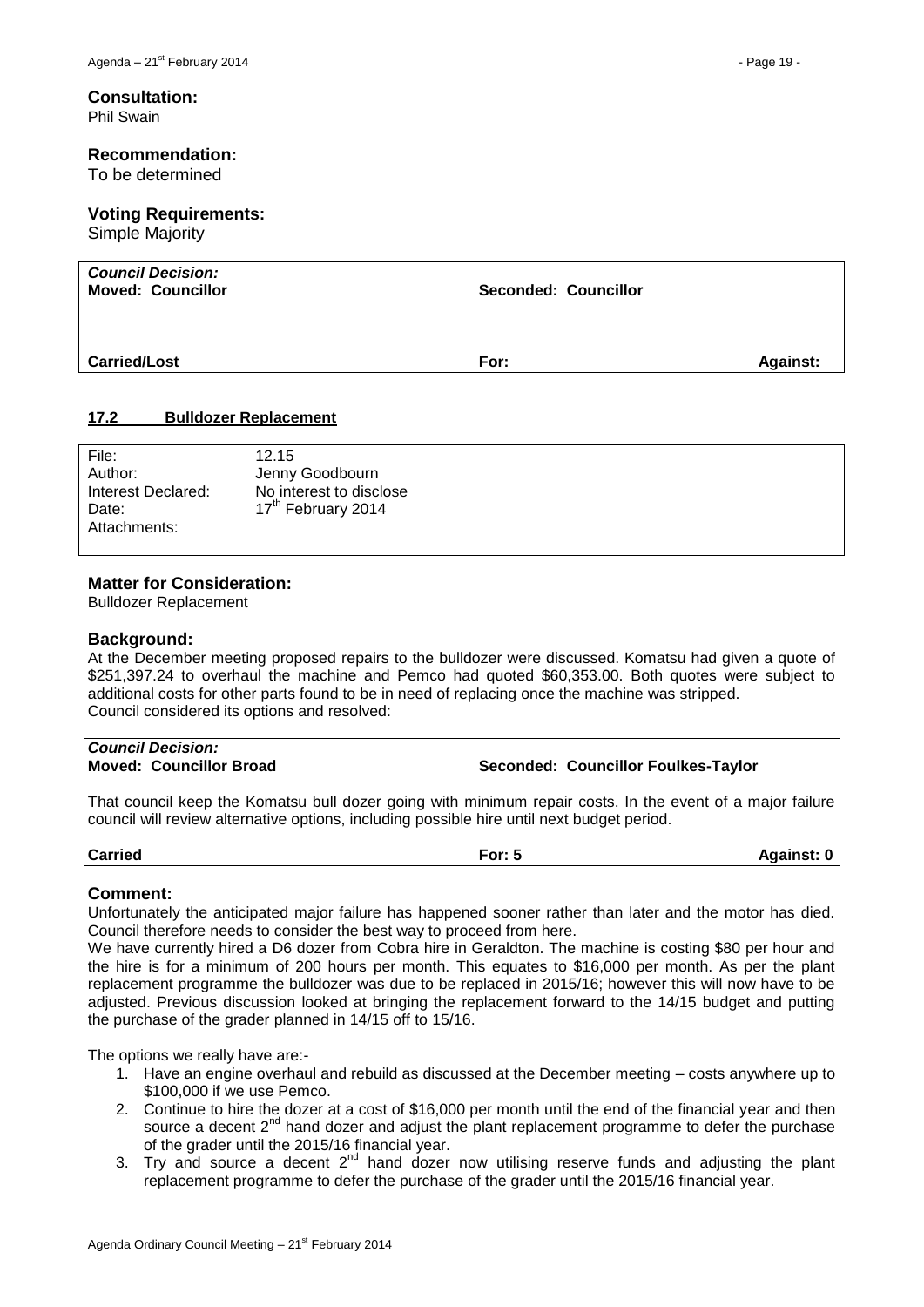**Consultation:**
Phil Swain

**Recommendation:**
To be determined

**Voting Requirements:**
Simple Majority

| *Council Decision:* | | |
|---|---|---|
| **Moved: Councillor** | **Seconded: Councillor** | |
| **Carried/Lost** | **For:** | **Against:** |

## 17.2 Bulldozer Replacement

| | |
|---|---|
| File: | 12.15 |
| Author: | Jenny Goodbourn |
| Interest Declared: | No interest to disclose |
| Date: | 17th February 2014 |
| Attachments: | |

**Matter for Consideration:**
Bulldozer Replacement

**Background:**
At the December meeting proposed repairs to the bulldozer were discussed. Komatsu had given a quote of $251,397.24 to overhaul the machine and Pemco had quoted $60,353.00. Both quotes were subject to additional costs for other parts found to be in need of replacing once the machine was stripped.
Council considered its options and resolved:

| *Council Decision:* | | |
|---|---|---|
| **Moved: Councillor Broad** | **Seconded: Councillor Foulkes-Taylor** | |
| That council keep the Komatsu bull dozer going with minimum repair costs. In the event of a major failure council will review alternative options, including possible hire until next budget period. | | |
| **Carried** | **For: 5** | **Against: 0** |

**Comment:**
Unfortunately the anticipated major failure has happened sooner rather than later and the motor has died. Council therefore needs to consider the best way to proceed from here.
We have currently hired a D6 dozer from Cobra hire in Geraldton. The machine is costing $80 per hour and the hire is for a minimum of 200 hours per month. This equates to $16,000 per month. As per the plant replacement programme the bulldozer was due to be replaced in 2015/16; however this will now have to be adjusted. Previous discussion looked at bringing the replacement forward to the 14/15 budget and putting the purchase of the grader planned in 14/15 off to 15/16.

The options we really have are:-

1. Have an engine overhaul and rebuild as discussed at the December meeting – costs anywhere up to $100,000 if we use Pemco.
2. Continue to hire the dozer at a cost of $16,000 per month until the end of the financial year and then source a decent 2nd hand dozer and adjust the plant replacement programme to defer the purchase of the grader until the 2015/16 financial year.
3. Try and source a decent 2nd hand dozer now utilising reserve funds and adjusting the plant replacement programme to defer the purchase of the grader until the 2015/16 financial year.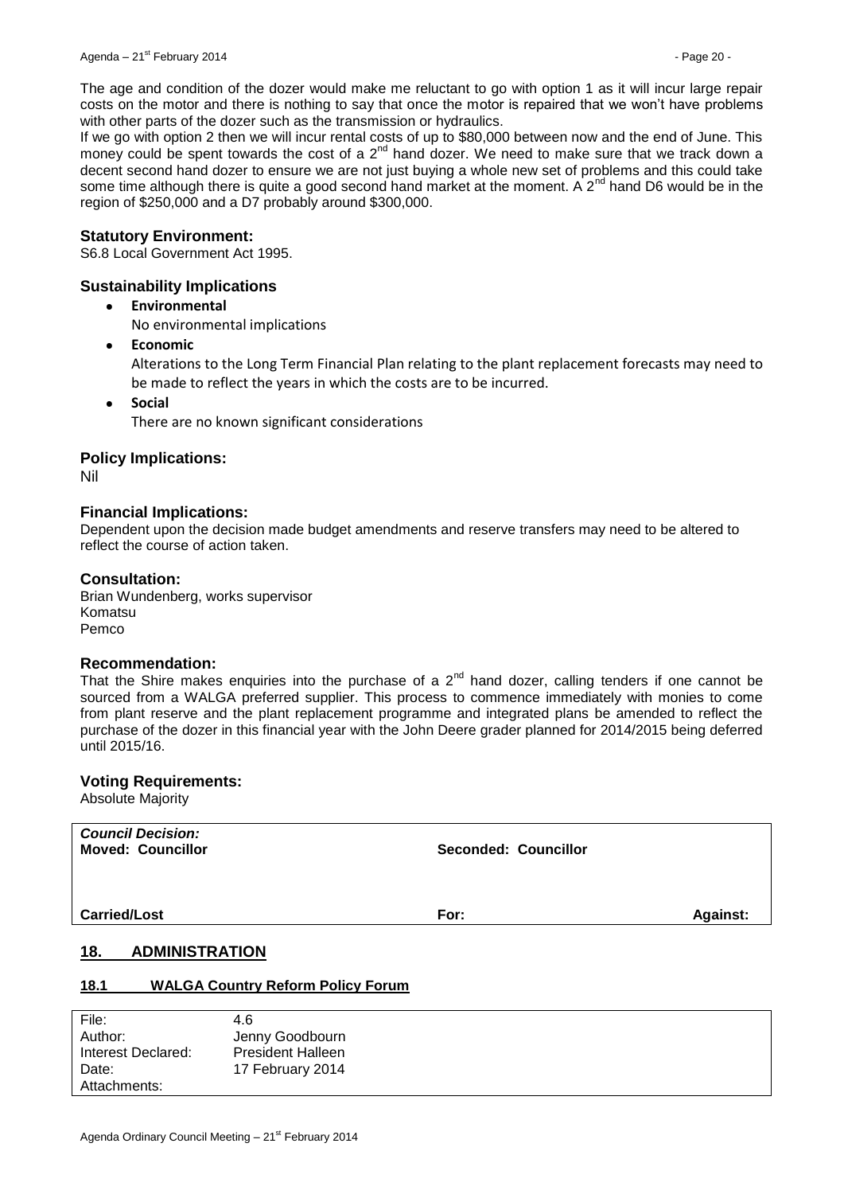The age and condition of the dozer would make me reluctant to go with option 1 as it will incur large repair costs on the motor and there is nothing to say that once the motor is repaired that we won't have problems with other parts of the dozer such as the transmission or hydraulics.

If we go with option 2 then we will incur rental costs of up to $80,000 between now and the end of June. This money could be spent towards the cost of a 2nd hand dozer. We need to make sure that we track down a decent second hand dozer to ensure we are not just buying a whole new set of problems and this could take some time although there is quite a good second hand market at the moment. A 2nd hand D6 would be in the region of $250,000 and a D7 probably around $300,000.

### Statutory Environment:

S6.8 Local Government Act 1995.

### Sustainability Implications

- **Environmental**
  No environmental implications
- **Economic**
  Alterations to the Long Term Financial Plan relating to the plant replacement forecasts may need to be made to reflect the years in which the costs are to be incurred.
- **Social**
  There are no known significant considerations

### Policy Implications:

Nil

### Financial Implications:

Dependent upon the decision made budget amendments and reserve transfers may need to be altered to reflect the course of action taken.

### Consultation:

Brian Wundenberg, works supervisor
Komatsu
Pemco

### Recommendation:

That the Shire makes enquiries into the purchase of a 2nd hand dozer, calling tenders if one cannot be sourced from a WALGA preferred supplier. This process to commence immediately with monies to come from plant reserve and the plant replacement programme and integrated plans be amended to reflect the purchase of the dozer in this financial year with the John Deere grader planned for 2014/2015 being deferred until 2015/16.

### Voting Requirements:

Absolute Majority

| *Council Decision:* **Moved: Councillor** | **Seconded: Councillor** | |
|---|---|---|
| **Carried/Lost** | **For:** | **Against:** |

## 18. ADMINISTRATION

### 18.1 WALGA Country Reform Policy Forum

| | |
|---|---|
| File: | 4.6 |
| Author: | Jenny Goodbourn |
| Interest Declared: | President Halleen |
| Date: | 17 February 2014 |
| Attachments: | |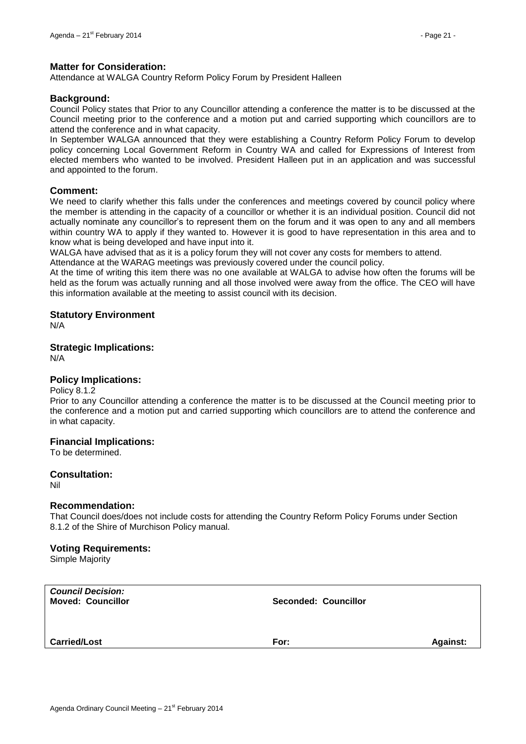### Matter for Consideration:

Attendance at WALGA Country Reform Policy Forum by President Halleen

### Background:

Council Policy states that Prior to any Councillor attending a conference the matter is to be discussed at the Council meeting prior to the conference and a motion put and carried supporting which councillors are to attend the conference and in what capacity.

In September WALGA announced that they were establishing a Country Reform Policy Forum to develop policy concerning Local Government Reform in Country WA and called for Expressions of Interest from elected members who wanted to be involved. President Halleen put in an application and was successful and appointed to the forum.

### Comment:

We need to clarify whether this falls under the conferences and meetings covered by council policy where the member is attending in the capacity of a councillor or whether it is an individual position. Council did not actually nominate any councillor's to represent them on the forum and it was open to any and all members within country WA to apply if they wanted to. However it is good to have representation in this area and to know what is being developed and have input into it.

WALGA have advised that as it is a policy forum they will not cover any costs for members to attend.

Attendance at the WARAG meetings was previously covered under the council policy.

At the time of writing this item there was no one available at WALGA to advise how often the forums will be held as the forum was actually running and all those involved were away from the office. The CEO will have this information available at the meeting to assist council with its decision.

### Statutory Environment

N/A

### Strategic Implications:

N/A

### Policy Implications:

Policy 8.1.2

Prior to any Councillor attending a conference the matter is to be discussed at the Council meeting prior to the conference and a motion put and carried supporting which councillors are to attend the conference and in what capacity.

### Financial Implications:

To be determined.

### Consultation:

Nil

### Recommendation:

That Council does/does not include costs for attending the Country Reform Policy Forums under Section 8.1.2 of the Shire of Murchison Policy manual.

### Voting Requirements:

Simple Majority

| *Council Decision:* **Moved: Councillor** | **Seconded: Councillor** | |
|---|---|---|
| **Carried/Lost** | **For:** | **Against:** |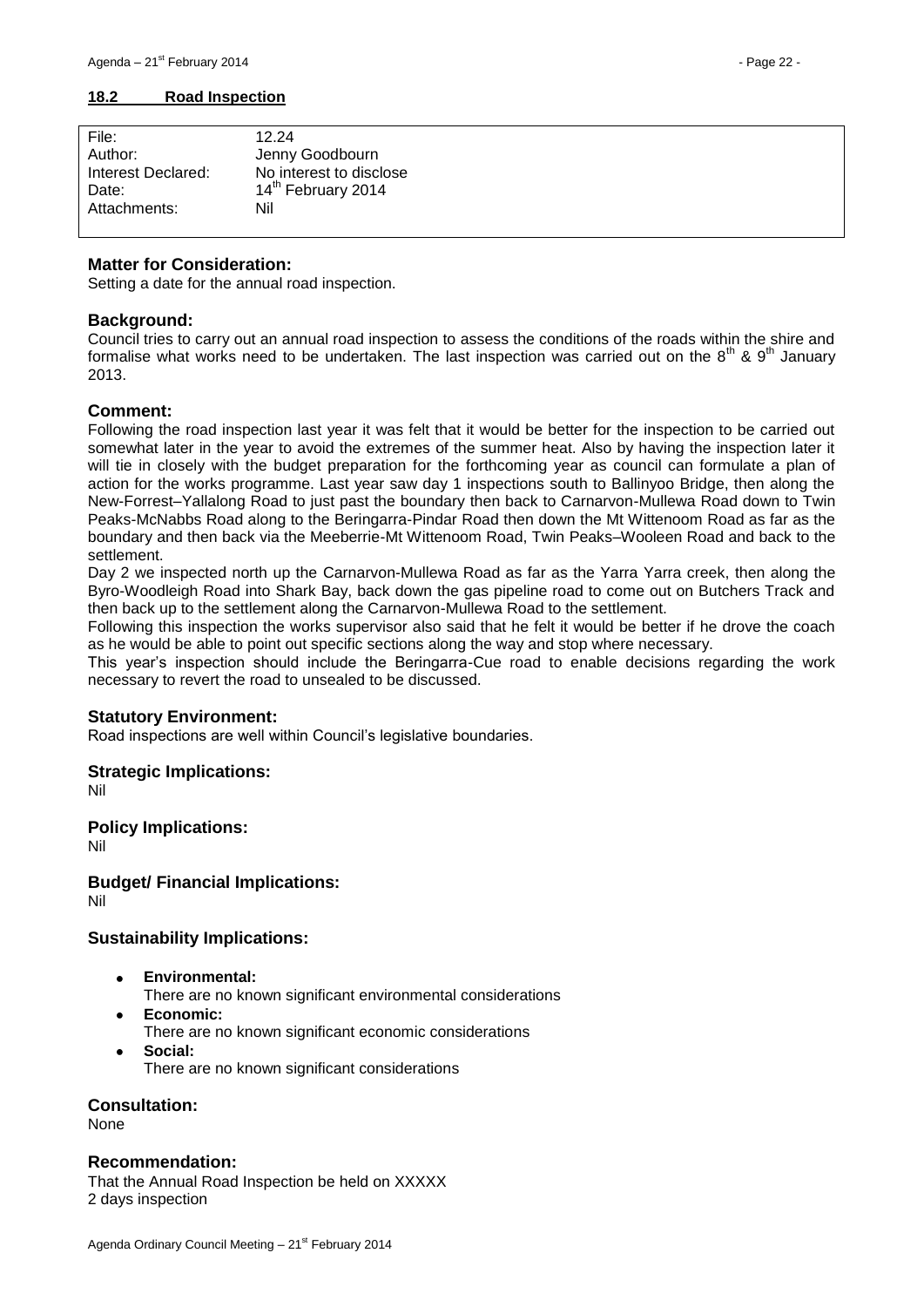## 18.2 Road Inspection

| | |
|---|---|
| File: | 12.24 |
| Author: | Jenny Goodbourn |
| Interest Declared: | No interest to disclose |
| Date: | 14th February 2014 |
| Attachments: | Nil |

### Matter for Consideration:

Setting a date for the annual road inspection.

### Background:

Council tries to carry out an annual road inspection to assess the conditions of the roads within the shire and formalise what works need to be undertaken. The last inspection was carried out on the 8th & 9th January 2013.

### Comment:

Following the road inspection last year it was felt that it would be better for the inspection to be carried out somewhat later in the year to avoid the extremes of the summer heat. Also by having the inspection later it will tie in closely with the budget preparation for the forthcoming year as council can formulate a plan of action for the works programme. Last year saw day 1 inspections south to Ballinyoo Bridge, then along the New-Forrest–Yallalong Road to just past the boundary then back to Carnarvon-Mullewa Road down to Twin Peaks-McNabbs Road along to the Beringarra-Pindar Road then down the Mt Wittenoom Road as far as the boundary and then back via the Meeberrie-Mt Wittenoom Road, Twin Peaks–Wooleen Road and back to the settlement.

Day 2 we inspected north up the Carnarvon-Mullewa Road as far as the Yarra Yarra creek, then along the Byro-Woodleigh Road into Shark Bay, back down the gas pipeline road to come out on Butchers Track and then back up to the settlement along the Carnarvon-Mullewa Road to the settlement.

Following this inspection the works supervisor also said that he felt it would be better if he drove the coach as he would be able to point out specific sections along the way and stop where necessary.

This year's inspection should include the Beringarra-Cue road to enable decisions regarding the work necessary to revert the road to unsealed to be discussed.

### Statutory Environment:

Road inspections are well within Council's legislative boundaries.

### Strategic Implications:

Nil

### Policy Implications:

Nil

### Budget/ Financial Implications:

Nil

### Sustainability Implications:

- **Environmental:**
  There are no known significant environmental considerations
- **Economic:**
  There are no known significant economic considerations
- **Social:**
  There are no known significant considerations

### Consultation:

None

### Recommendation:

That the Annual Road Inspection be held on XXXXX
2 days inspection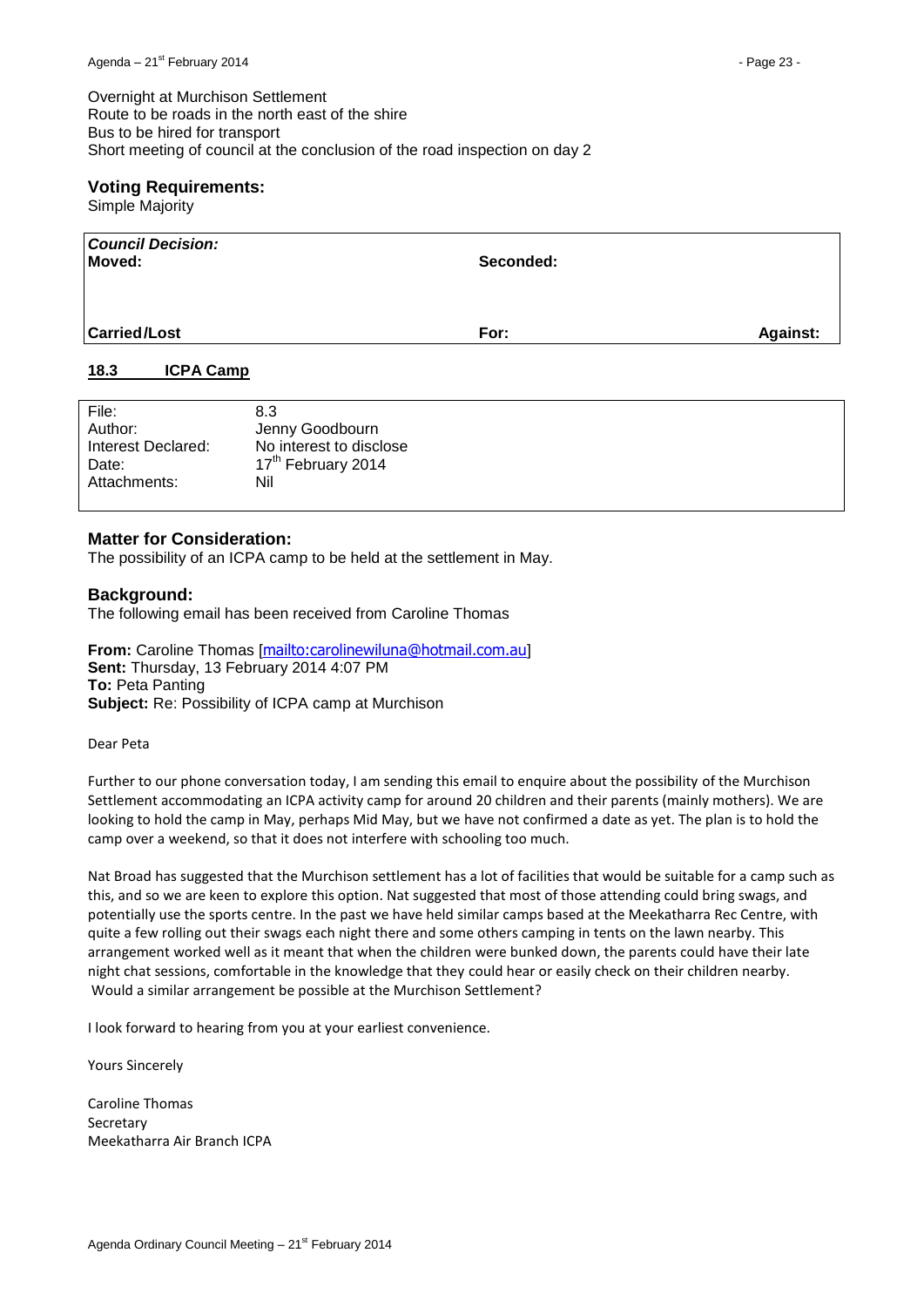Overnight at Murchison Settlement
Route to be roads in the north east of the shire
Bus to be hired for transport
Short meeting of council at the conclusion of the road inspection on day 2

### Voting Requirements:

Simple Majority

| ***Council Decision:*** **Moved:** | **Seconded:** | |
|---|---|---|
| **Carried/Lost** | **For:** | **Against:** |

## 18.3 ICPA Camp

| | |
|---|---|
| File: | 8.3 |
| Author: | Jenny Goodbourn |
| Interest Declared: | No interest to disclose |
| Date: | 17th February 2014 |
| Attachments: | Nil |

### Matter for Consideration:

The possibility of an ICPA camp to be held at the settlement in May.

### Background:

The following email has been received from Caroline Thomas

**From:** Caroline Thomas [mailto:carolinewiluna@hotmail.com.au]
**Sent:** Thursday, 13 February 2014 4:07 PM
**To:** Peta Panting
**Subject:** Re: Possibility of ICPA camp at Murchison

Dear Peta

Further to our phone conversation today, I am sending this email to enquire about the possibility of the Murchison Settlement accommodating an ICPA activity camp for around 20 children and their parents (mainly mothers). We are looking to hold the camp in May, perhaps Mid May, but we have not confirmed a date as yet. The plan is to hold the camp over a weekend, so that it does not interfere with schooling too much.

Nat Broad has suggested that the Murchison settlement has a lot of facilities that would be suitable for a camp such as this, and so we are keen to explore this option. Nat suggested that most of those attending could bring swags, and potentially use the sports centre. In the past we have held similar camps based at the Meekatharra Rec Centre, with quite a few rolling out their swags each night there and some others camping in tents on the lawn nearby. This arrangement worked well as it meant that when the children were bunked down, the parents could have their late night chat sessions, comfortable in the knowledge that they could hear or easily check on their children nearby. Would a similar arrangement be possible at the Murchison Settlement?

I look forward to hearing from you at your earliest convenience.

Yours Sincerely

Caroline Thomas
Secretary
Meekatharra Air Branch ICPA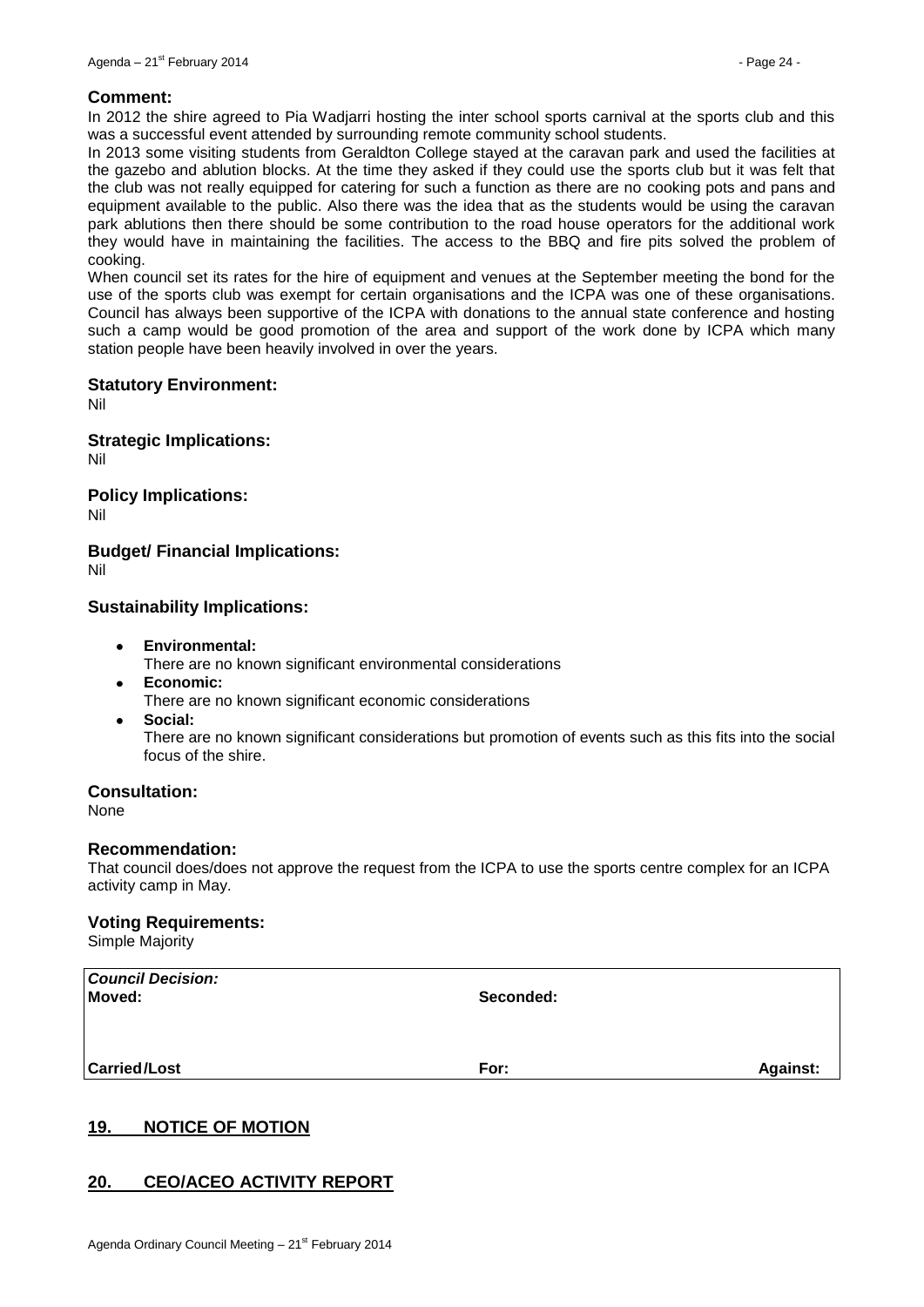### Comment:

In 2012 the shire agreed to Pia Wadjarri hosting the inter school sports carnival at the sports club and this was a successful event attended by surrounding remote community school students.

In 2013 some visiting students from Geraldton College stayed at the caravan park and used the facilities at the gazebo and ablution blocks. At the time they asked if they could use the sports club but it was felt that the club was not really equipped for catering for such a function as there are no cooking pots and pans and equipment available to the public. Also there was the idea that as the students would be using the caravan park ablutions then there should be some contribution to the road house operators for the additional work they would have in maintaining the facilities. The access to the BBQ and fire pits solved the problem of cooking.

When council set its rates for the hire of equipment and venues at the September meeting the bond for the use of the sports club was exempt for certain organisations and the ICPA was one of these organisations. Council has always been supportive of the ICPA with donations to the annual state conference and hosting such a camp would be good promotion of the area and support of the work done by ICPA which many station people have been heavily involved in over the years.

### Statutory Environment:

Nil

### Strategic Implications:

Nil

### Policy Implications:

Nil

### Budget/ Financial Implications:

Nil

### Sustainability Implications:

- **Environmental:**
  There are no known significant environmental considerations
- **Economic:**
  There are no known significant economic considerations
- **Social:**
  There are no known significant considerations but promotion of events such as this fits into the social focus of the shire.

### Consultation:

None

### Recommendation:

That council does/does not approve the request from the ICPA to use the sports centre complex for an ICPA activity camp in May.

### Voting Requirements:

Simple Majority

| ***Council Decision:*** | | |
|---|---|---|
| **Moved:** | **Seconded:** | |
| **Carried/Lost** | **For:** | **Against:** |

## 19. NOTICE OF MOTION

## 20. CEO/ACEO ACTIVITY REPORT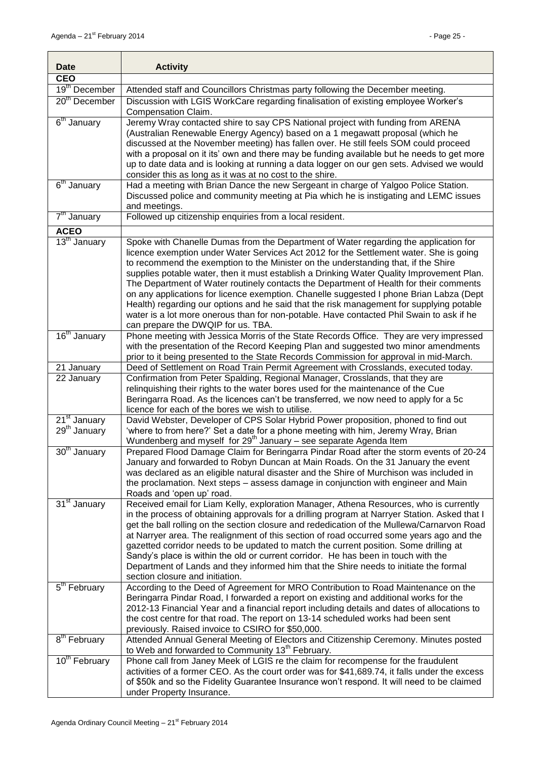| Date | Activity |
|---|---|
| **CEO** | |
| 19th December | Attended staff and Councillors Christmas party following the December meeting. |
| 20th December | Discussion with LGIS WorkCare regarding finalisation of existing employee Worker's Compensation Claim. |
| 6th January | Jeremy Wray contacted shire to say CPS National project with funding from ARENA (Australian Renewable Energy Agency) based on a 1 megawatt proposal (which he discussed at the November meeting) has fallen over. He still feels SOM could proceed with a proposal on it its' own and there may be funding available but he needs to get more up to date data and is looking at running a data logger on our gen sets. Advised we would consider this as long as it was at no cost to the shire. |
| 6th January | Had a meeting with Brian Dance the new Sergeant in charge of Yalgoo Police Station. Discussed police and community meeting at Pia which he is instigating and LEMC issues and meetings. |
| 7th January | Followed up citizenship enquiries from a local resident. |
| **ACEO** | |
| 13th January | Spoke with Chanelle Dumas from the Department of Water regarding the application for licence exemption under Water Services Act 2012 for the Settlement water. She is going to recommend the exemption to the Minister on the understanding that, if the Shire supplies potable water, then it must establish a Drinking Water Quality Improvement Plan. The Department of Water routinely contacts the Department of Health for their comments on any applications for licence exemption. Chanelle suggested I phone Brian Labza (Dept Health) regarding our options and he said that the risk management for supplying potable water is a lot more onerous than for non-potable. Have contacted Phil Swain to ask if he can prepare the DWQIP for us. TBA. |
| 16th January | Phone meeting with Jessica Morris of the State Records Office. They are very impressed with the presentation of the Record Keeping Plan and suggested two minor amendments prior to it being presented to the State Records Commission for approval in mid-March. |
| 21 January | Deed of Settlement on Road Train Permit Agreement with Crosslands, executed today. |
| 22 January | Confirmation from Peter Spalding, Regional Manager, Crosslands, that they are relinquishing their rights to the water bores used for the maintenance of the Cue Beringarra Road. As the licences can't be transferred, we now need to apply for a 5c licence for each of the bores we wish to utilise. |
| 21st January<br>29th January | David Webster, Developer of CPS Solar Hybrid Power proposition, phoned to find out 'where to from here?' Set a date for a phone meeting with him, Jeremy Wray, Brian Wundenberg and myself for 29th January – see separate Agenda Item |
| 30th January | Prepared Flood Damage Claim for Beringarra Pindar Road after the storm events of 20-24 January and forwarded to Robyn Duncan at Main Roads. On the 31 January the event was declared as an eligible natural disaster and the Shire of Murchison was included in the proclamation. Next steps – assess damage in conjunction with engineer and Main Roads and 'open up' road. |
| 31st January | Received email for Liam Kelly, exploration Manager, Athena Resources, who is currently in the process of obtaining approvals for a drilling program at Narryer Station. Asked that I get the ball rolling on the section closure and rededication of the Mullewa/Carnarvon Road at Narryer area. The realignment of this section of road occurred some years ago and the gazetted corridor needs to be updated to match the current position. Some drilling at Sandy's place is within the old or current corridor. He has been in touch with the Department of Lands and they informed him that the Shire needs to initiate the formal section closure and initiation. |
| 5th February | According to the Deed of Agreement for MRO Contribution to Road Maintenance on the Beringarra Pindar Road, I forwarded a report on existing and additional works for the 2012-13 Financial Year and a financial report including details and dates of allocations to the cost centre for that road. The report on 13-14 scheduled works had been sent previously. Raised invoice to CSIRO for $50,000. |
| 8th February | Attended Annual General Meeting of Electors and Citizenship Ceremony. Minutes posted to Web and forwarded to Community 13th February. |
| 10th February | Phone call from Janey Meek of LGIS re the claim for recompense for the fraudulent activities of a former CEO. As the court order was for $41,689.74, it falls under the excess of $50k and so the Fidelity Guarantee Insurance won't respond. It will need to be claimed under Property Insurance. |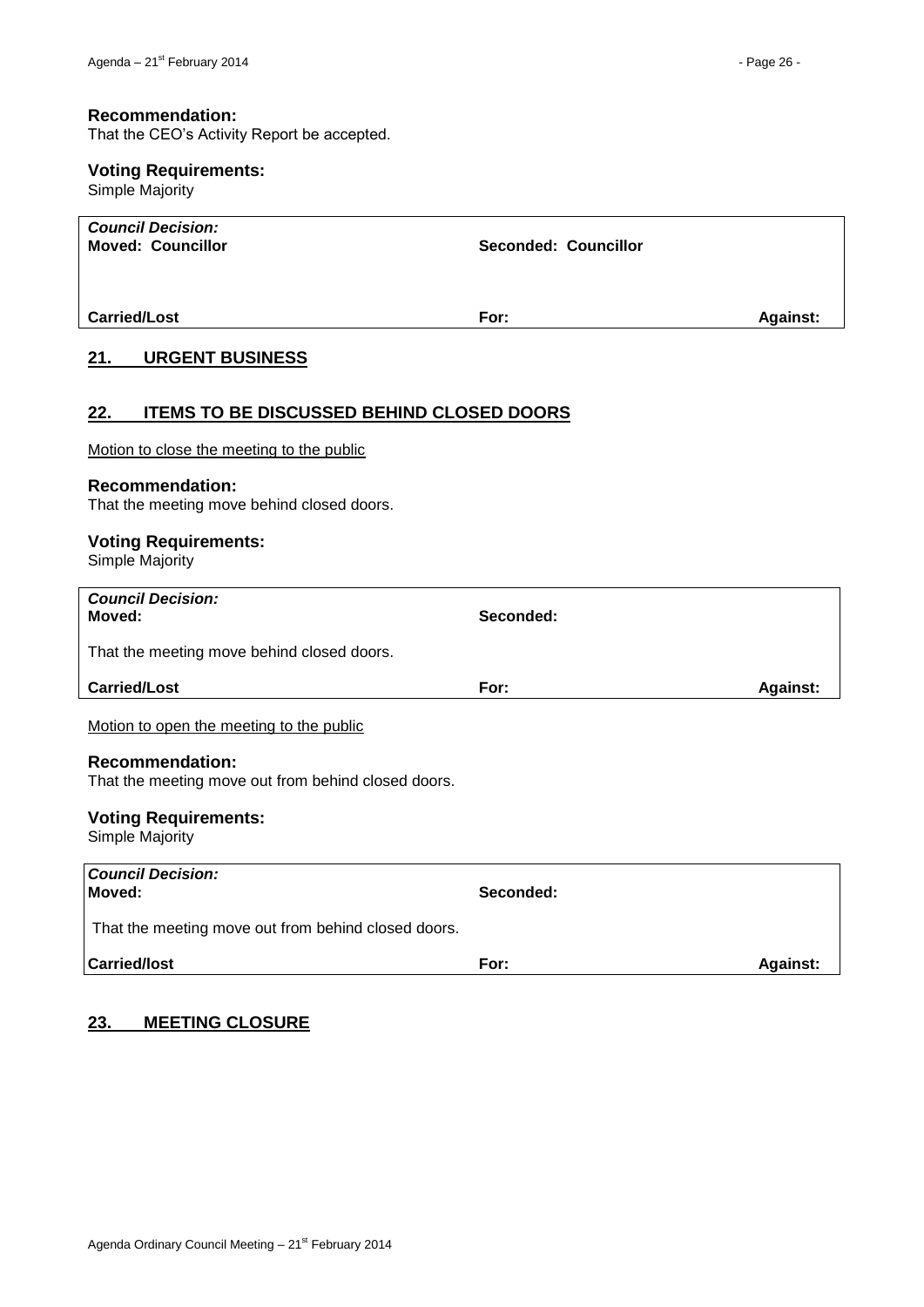**Recommendation:**
That the CEO's Activity Report be accepted.

**Voting Requirements:**
Simple Majority

| | | |
|---|---|---|
| ***Council Decision:*** **Moved: Councillor** | **Seconded: Councillor** | |
| **Carried/Lost** | **For:** | **Against:** |

## 21. URGENT BUSINESS

## 22. ITEMS TO BE DISCUSSED BEHIND CLOSED DOORS

Motion to close the meeting to the public

**Recommendation:**
That the meeting move behind closed doors.

**Voting Requirements:**
Simple Majority

| | | |
|---|---|---|
| ***Council Decision:*** **Moved:** | **Seconded:** | |
| That the meeting move behind closed doors. | | |
| **Carried/Lost** | **For:** | **Against:** |

Motion to open the meeting to the public

**Recommendation:**
That the meeting move out from behind closed doors.

**Voting Requirements:**
Simple Majority

| | | |
|---|---|---|
| ***Council Decision:*** **Moved:** | **Seconded:** | |
| That the meeting move out from behind closed doors. | | |
| **Carried/lost** | **For:** | **Against:** |

## 23. MEETING CLOSURE